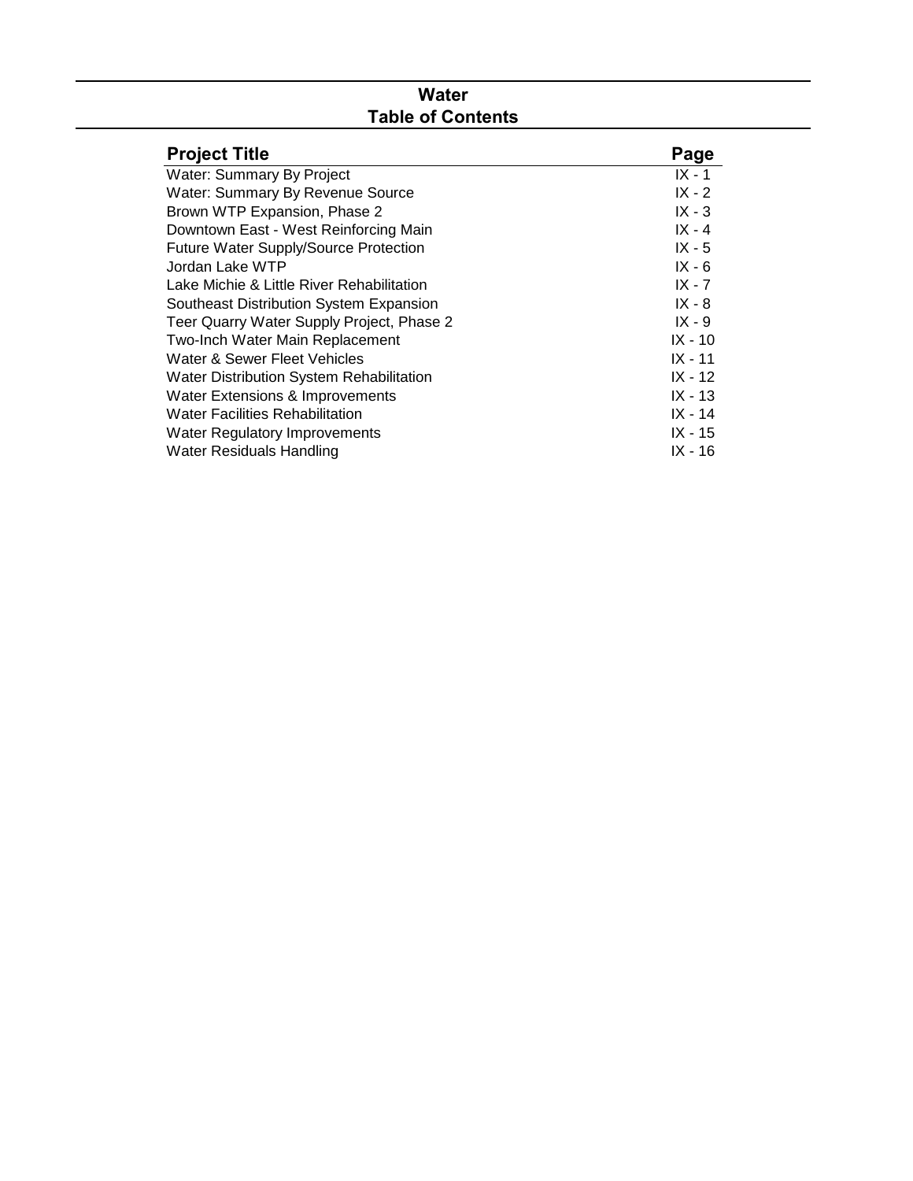# Water
## Table of Contents

| Project Title | Page |
|---|---|
| Water: Summary By Project | IX - 1 |
| Water: Summary By Revenue Source | IX - 2 |
| Brown WTP Expansion, Phase 2 | IX - 3 |
| Downtown East - West Reinforcing Main | IX - 4 |
| Future Water Supply/Source Protection | IX - 5 |
| Jordan Lake WTP | IX - 6 |
| Lake Michie & Little River Rehabilitation | IX - 7 |
| Southeast Distribution System Expansion | IX - 8 |
| Teer Quarry Water Supply Project, Phase 2 | IX - 9 |
| Two-Inch Water Main Replacement | IX - 10 |
| Water & Sewer Fleet Vehicles | IX - 11 |
| Water Distribution System Rehabilitation | IX - 12 |
| Water Extensions & Improvements | IX - 13 |
| Water Facilities Rehabilitation | IX - 14 |
| Water Regulatory Improvements | IX - 15 |
| Water Residuals Handling | IX - 16 |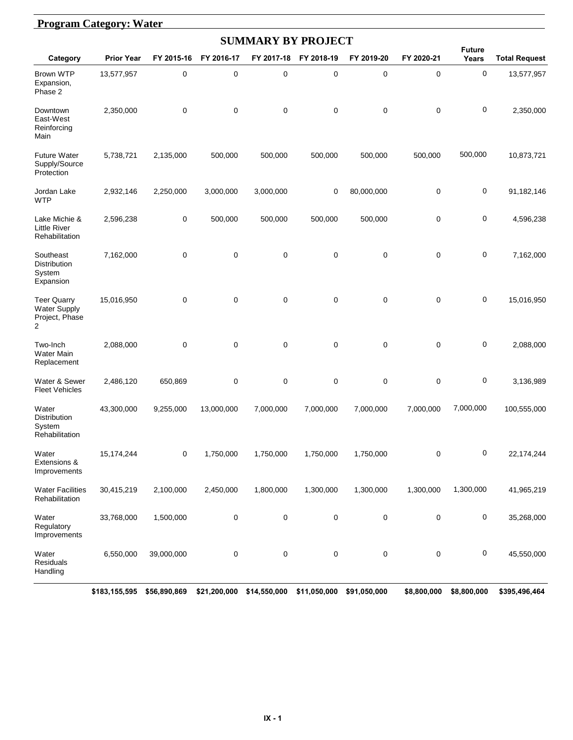## Program Category: Water

### SUMMARY BY PROJECT

| Category | Prior Year | FY 2015-16 | FY 2016-17 | FY 2017-18 | FY 2018-19 | FY 2019-20 | FY 2020-21 | Future Years | Total Request |
|---|---|---|---|---|---|---|---|---|---|
| Brown WTP Expansion, Phase 2 | 13,577,957 | 0 | 0 | 0 | 0 | 0 | 0 | 0 | 13,577,957 |
| Downtown East-West Reinforcing Main | 2,350,000 | 0 | 0 | 0 | 0 | 0 | 0 | 0 | 2,350,000 |
| Future Water Supply/Source Protection | 5,738,721 | 2,135,000 | 500,000 | 500,000 | 500,000 | 500,000 | 500,000 | 500,000 | 10,873,721 |
| Jordan Lake WTP | 2,932,146 | 2,250,000 | 3,000,000 | 3,000,000 | 0 | 80,000,000 | 0 | 0 | 91,182,146 |
| Lake Michie & Little River Rehabilitation | 2,596,238 | 0 | 500,000 | 500,000 | 500,000 | 500,000 | 0 | 0 | 4,596,238 |
| Southeast Distribution System Expansion | 7,162,000 | 0 | 0 | 0 | 0 | 0 | 0 | 0 | 7,162,000 |
| Teer Quarry Water Supply Project, Phase 2 | 15,016,950 | 0 | 0 | 0 | 0 | 0 | 0 | 0 | 15,016,950 |
| Two-Inch Water Main Replacement | 2,088,000 | 0 | 0 | 0 | 0 | 0 | 0 | 0 | 2,088,000 |
| Water & Sewer Fleet Vehicles | 2,486,120 | 650,869 | 0 | 0 | 0 | 0 | 0 | 0 | 3,136,989 |
| Water Distribution System Rehabilitation | 43,300,000 | 9,255,000 | 13,000,000 | 7,000,000 | 7,000,000 | 7,000,000 | 7,000,000 | 7,000,000 | 100,555,000 |
| Water Extensions & Improvements | 15,174,244 | 0 | 1,750,000 | 1,750,000 | 1,750,000 | 1,750,000 | 0 | 0 | 22,174,244 |
| Water Facilities Rehabilitation | 30,415,219 | 2,100,000 | 2,450,000 | 1,800,000 | 1,300,000 | 1,300,000 | 1,300,000 | 1,300,000 | 41,965,219 |
| Water Regulatory Improvements | 33,768,000 | 1,500,000 | 0 | 0 | 0 | 0 | 0 | 0 | 35,268,000 |
| Water Residuals Handling | 6,550,000 | 39,000,000 | 0 | 0 | 0 | 0 | 0 | 0 | 45,550,000 |
| | **$183,155,595** | **$56,890,869** | **$21,200,000** | **$14,550,000** | **$11,050,000** | **$91,050,000** | **$8,800,000** | **$8,800,000** | **$395,496,464** |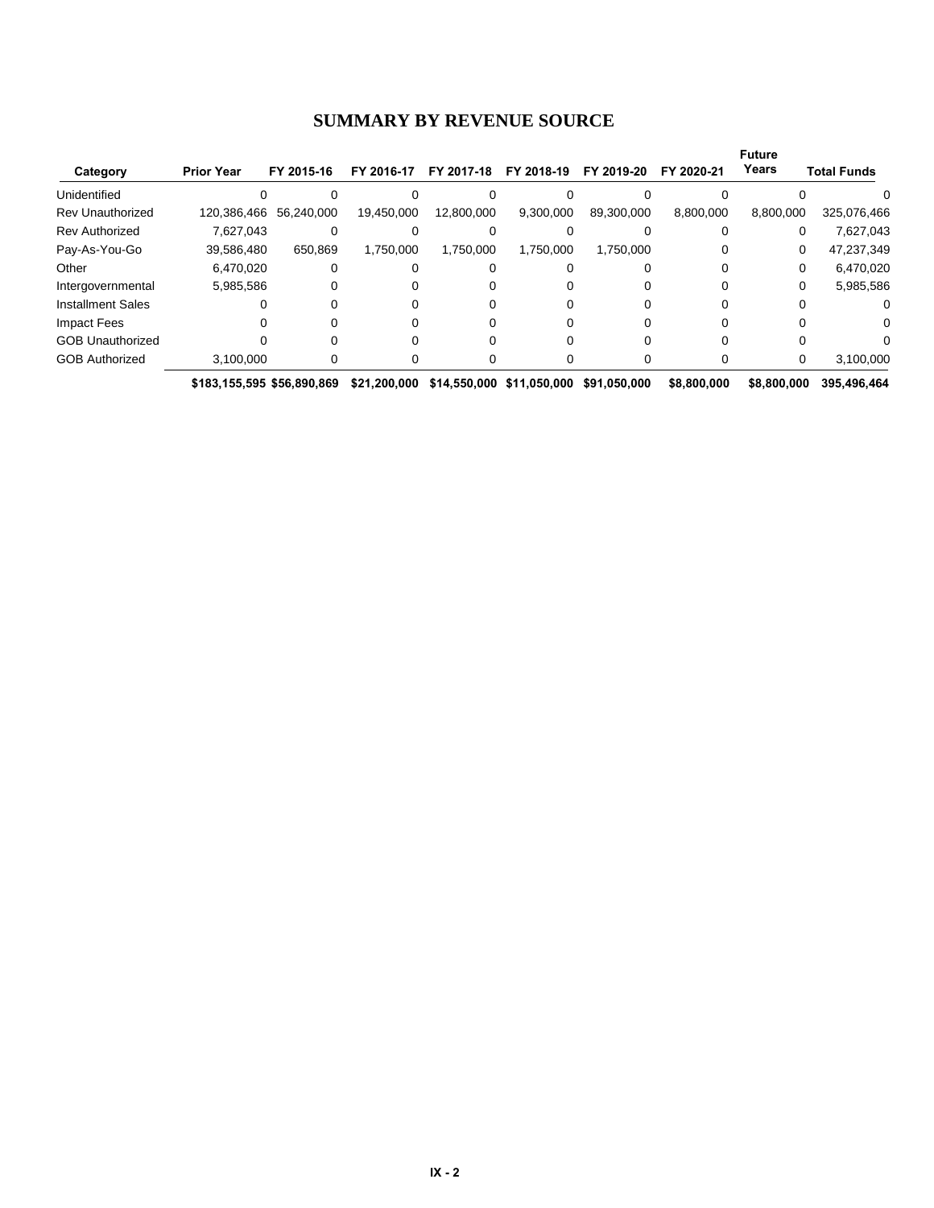# SUMMARY BY REVENUE SOURCE

| Category | Prior Year | FY 2015-16 | FY 2016-17 | FY 2017-18 | FY 2018-19 | FY 2019-20 | FY 2020-21 | Future Years | Total Funds |
|---|---|---|---|---|---|---|---|---|---|
| Unidentified | 0 | 0 | 0 | 0 | 0 | 0 | 0 | 0 | 0 |
| Rev Unauthorized | 120,386,466 | 56,240,000 | 19,450,000 | 12,800,000 | 9,300,000 | 89,300,000 | 8,800,000 | 8,800,000 | 325,076,466 |
| Rev Authorized | 7,627,043 | 0 | 0 | 0 | 0 | 0 | 0 | 0 | 7,627,043 |
| Pay-As-You-Go | 39,586,480 | 650,869 | 1,750,000 | 1,750,000 | 1,750,000 | 1,750,000 | 0 | 0 | 47,237,349 |
| Other | 6,470,020 | 0 | 0 | 0 | 0 | 0 | 0 | 0 | 6,470,020 |
| Intergovernmental | 5,985,586 | 0 | 0 | 0 | 0 | 0 | 0 | 0 | 5,985,586 |
| Installment Sales | 0 | 0 | 0 | 0 | 0 | 0 | 0 | 0 | 0 |
| Impact Fees | 0 | 0 | 0 | 0 | 0 | 0 | 0 | 0 | 0 |
| GOB Unauthorized | 0 | 0 | 0 | 0 | 0 | 0 | 0 | 0 | 0 |
| GOB Authorized | 3,100,000 | 0 | 0 | 0 | 0 | 0 | 0 | 0 | 3,100,000 |
| | **$183,155,595** | **$56,890,869** | **$21,200,000** | **$14,550,000** | **$11,050,000** | **$91,050,000** | **$8,800,000** | **$8,800,000** | **395,496,464** |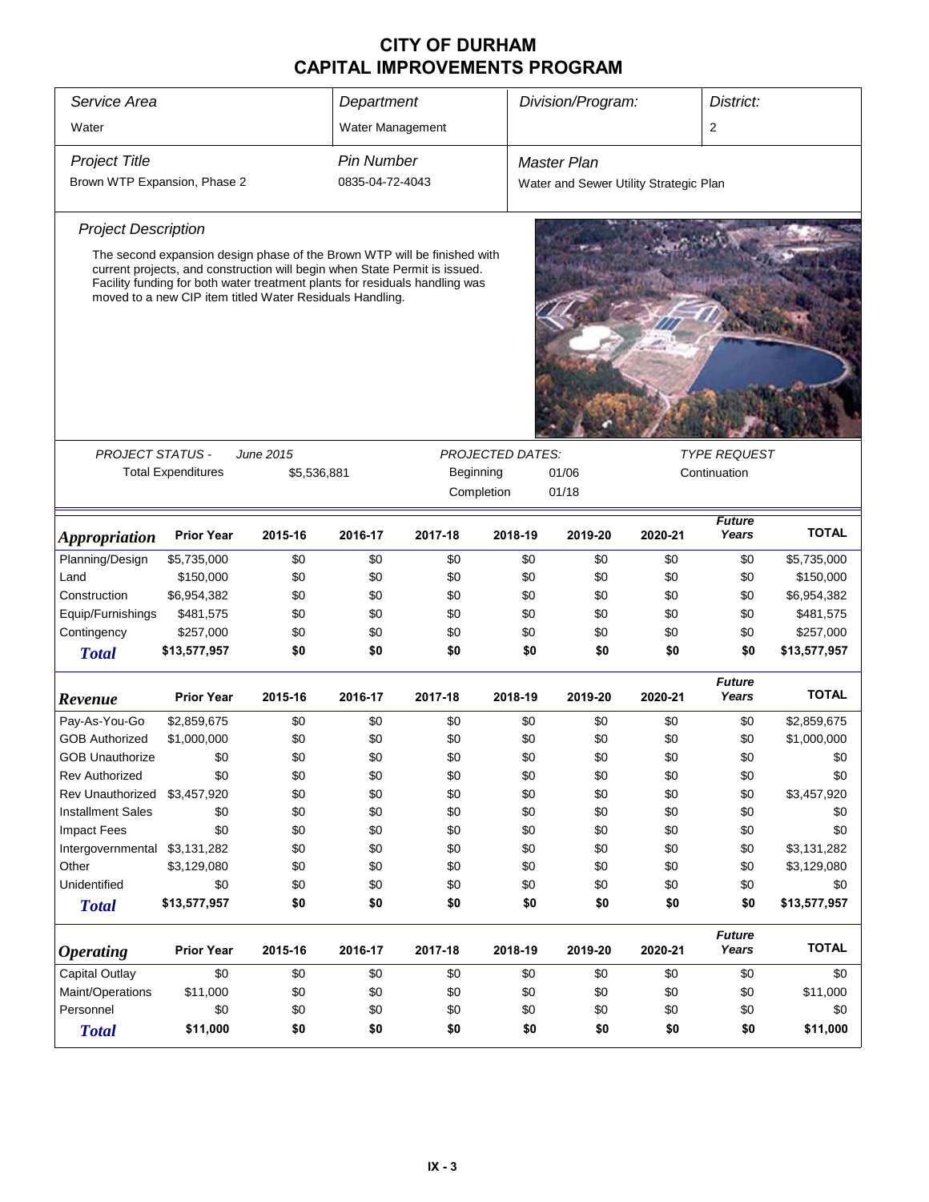# CITY OF DURHAM
# CAPITAL IMPROVEMENTS PROGRAM

| *Service Area* | *Department* | *Division/Program:* | *District:* |
|---|---|---|---|
| Water | Water Management | | 2 |

| *Project Title* | *Pin Number* | *Master Plan* |
|---|---|---|
| Brown WTP Expansion, Phase 2 | 0835-04-72-4043 | Water and Sewer Utility Strategic Plan |

*Project Description*

The second expansion design phase of the Brown WTP will be finished with current projects, and construction will begin when State Permit is issued. Facility funding for both water treatment plants for residuals handling was moved to a new CIP item titled Water Residuals Handling.

| *PROJECT STATUS -* | *June 2015* | *PROJECTED DATES:* | | *TYPE REQUEST* |
|---|---|---|---|---|
| Total Expenditures | $5,536,881 | Beginning | 01/06 | Continuation |
| | | Completion | 01/18 | |

| *Appropriation* | Prior Year | 2015-16 | 2016-17 | 2017-18 | 2018-19 | 2019-20 | 2020-21 | *Future Years* | TOTAL |
|---|---|---|---|---|---|---|---|---|---|
| Planning/Design | $5,735,000 | $0 | $0 | $0 | $0 | $0 | $0 | $0 | $5,735,000 |
| Land | $150,000 | $0 | $0 | $0 | $0 | $0 | $0 | $0 | $150,000 |
| Construction | $6,954,382 | $0 | $0 | $0 | $0 | $0 | $0 | $0 | $6,954,382 |
| Equip/Furnishings | $481,575 | $0 | $0 | $0 | $0 | $0 | $0 | $0 | $481,575 |
| Contingency | $257,000 | $0 | $0 | $0 | $0 | $0 | $0 | $0 | $257,000 |
| **Total** | **$13,577,957** | **$0** | **$0** | **$0** | **$0** | **$0** | **$0** | **$0** | **$13,577,957** |

| *Revenue* | Prior Year | 2015-16 | 2016-17 | 2017-18 | 2018-19 | 2019-20 | 2020-21 | *Future Years* | TOTAL |
|---|---|---|---|---|---|---|---|---|---|
| Pay-As-You-Go | $2,859,675 | $0 | $0 | $0 | $0 | $0 | $0 | $0 | $2,859,675 |
| GOB Authorized | $1,000,000 | $0 | $0 | $0 | $0 | $0 | $0 | $0 | $1,000,000 |
| GOB Unauthorize | $0 | $0 | $0 | $0 | $0 | $0 | $0 | $0 | $0 |
| Rev Authorized | $0 | $0 | $0 | $0 | $0 | $0 | $0 | $0 | $0 |
| Rev Unauthorized | $3,457,920 | $0 | $0 | $0 | $0 | $0 | $0 | $0 | $3,457,920 |
| Installment Sales | $0 | $0 | $0 | $0 | $0 | $0 | $0 | $0 | $0 |
| Impact Fees | $0 | $0 | $0 | $0 | $0 | $0 | $0 | $0 | $0 |
| Intergovernmental | $3,131,282 | $0 | $0 | $0 | $0 | $0 | $0 | $0 | $3,131,282 |
| Other | $3,129,080 | $0 | $0 | $0 | $0 | $0 | $0 | $0 | $3,129,080 |
| Unidentified | $0 | $0 | $0 | $0 | $0 | $0 | $0 | $0 | $0 |
| **Total** | **$13,577,957** | **$0** | **$0** | **$0** | **$0** | **$0** | **$0** | **$0** | **$13,577,957** |

| *Operating* | Prior Year | 2015-16 | 2016-17 | 2017-18 | 2018-19 | 2019-20 | 2020-21 | *Future Years* | TOTAL |
|---|---|---|---|---|---|---|---|---|---|
| Capital Outlay | $0 | $0 | $0 | $0 | $0 | $0 | $0 | $0 | $0 |
| Maint/Operations | $11,000 | $0 | $0 | $0 | $0 | $0 | $0 | $0 | $11,000 |
| Personnel | $0 | $0 | $0 | $0 | $0 | $0 | $0 | $0 | $0 |
| **Total** | **$11,000** | **$0** | **$0** | **$0** | **$0** | **$0** | **$0** | **$0** | **$11,000** |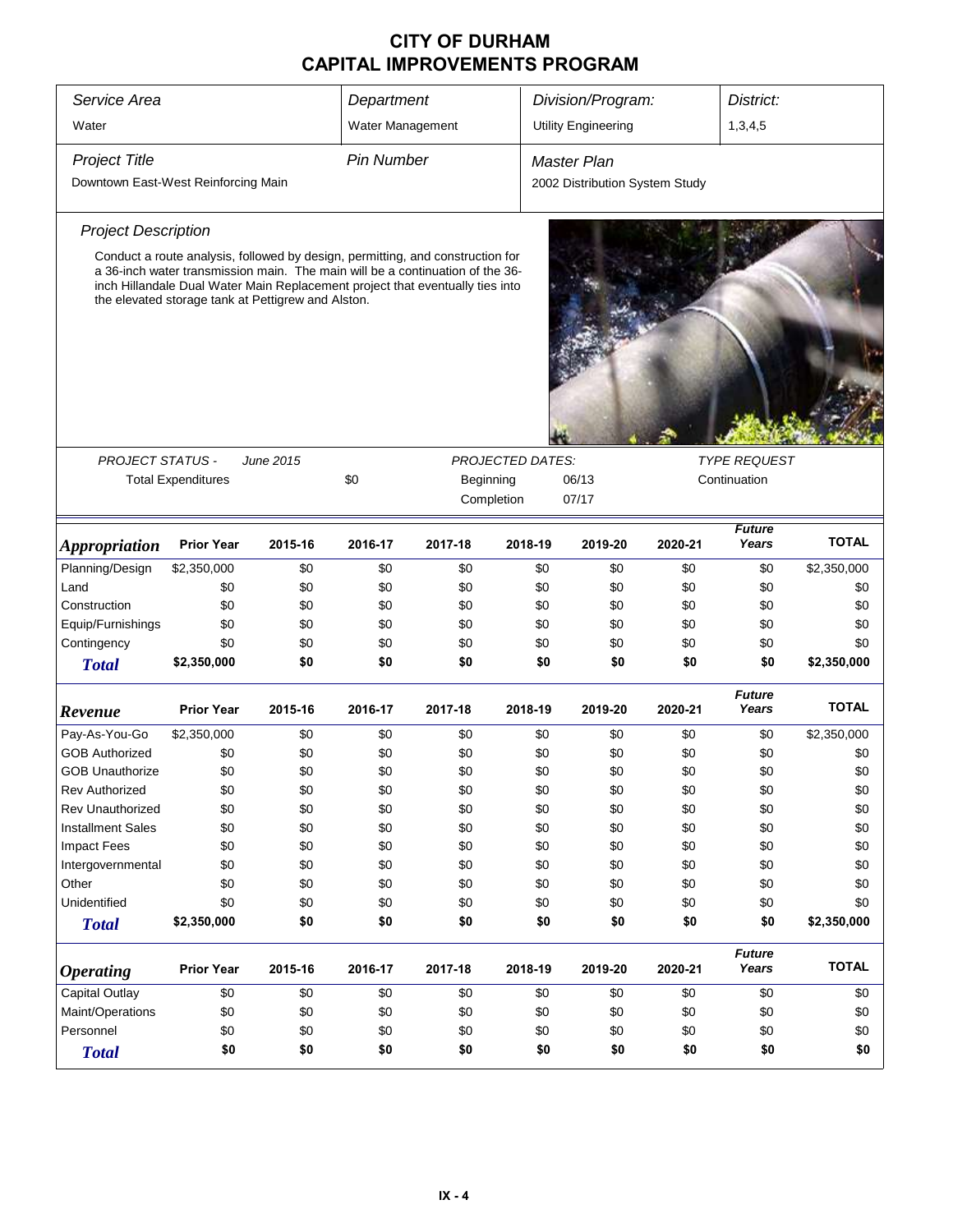# CITY OF DURHAM
# CAPITAL IMPROVEMENTS PROGRAM

| *Service Area* | *Department* | *Division/Program:* | *District:* |
|---|---|---|---|
| Water | Water Management | Utility Engineering | 1,3,4,5 |

| *Project Title* | *Pin Number* | *Master Plan* |
|---|---|---|
| Downtown East-West Reinforcing Main | | 2002 Distribution System Study |

*Project Description*

Conduct a route analysis, followed by design, permitting, and construction for a 36-inch water transmission main. The main will be a continuation of the 36-inch Hillandale Dual Water Main Replacement project that eventually ties into the elevated storage tank at Pettigrew and Alston.

| *PROJECT STATUS -* | *June 2015* | *PROJECTED DATES:* | | *TYPE REQUEST* |
|---|---|---|---|---|
| Total Expenditures | $0 | Beginning | 06/13 | Continuation |
| | | Completion | 07/17 | |

| *Appropriation* | Prior Year | 2015-16 | 2016-17 | 2017-18 | 2018-19 | 2019-20 | 2020-21 | *Future Years* | TOTAL |
|---|---|---|---|---|---|---|---|---|---|
| Planning/Design | $2,350,000 | $0 | $0 | $0 | $0 | $0 | $0 | $0 | $2,350,000 |
| Land | $0 | $0 | $0 | $0 | $0 | $0 | $0 | $0 | $0 |
| Construction | $0 | $0 | $0 | $0 | $0 | $0 | $0 | $0 | $0 |
| Equip/Furnishings | $0 | $0 | $0 | $0 | $0 | $0 | $0 | $0 | $0 |
| Contingency | $0 | $0 | $0 | $0 | $0 | $0 | $0 | $0 | $0 |
| **Total** | **$2,350,000** | **$0** | **$0** | **$0** | **$0** | **$0** | **$0** | **$0** | **$2,350,000** |

| *Revenue* | Prior Year | 2015-16 | 2016-17 | 2017-18 | 2018-19 | 2019-20 | 2020-21 | *Future Years* | TOTAL |
|---|---|---|---|---|---|---|---|---|---|
| Pay-As-You-Go | $2,350,000 | $0 | $0 | $0 | $0 | $0 | $0 | $0 | $2,350,000 |
| GOB Authorized | $0 | $0 | $0 | $0 | $0 | $0 | $0 | $0 | $0 |
| GOB Unauthorize | $0 | $0 | $0 | $0 | $0 | $0 | $0 | $0 | $0 |
| Rev Authorized | $0 | $0 | $0 | $0 | $0 | $0 | $0 | $0 | $0 |
| Rev Unauthorized | $0 | $0 | $0 | $0 | $0 | $0 | $0 | $0 | $0 |
| Installment Sales | $0 | $0 | $0 | $0 | $0 | $0 | $0 | $0 | $0 |
| Impact Fees | $0 | $0 | $0 | $0 | $0 | $0 | $0 | $0 | $0 |
| Intergovernmental | $0 | $0 | $0 | $0 | $0 | $0 | $0 | $0 | $0 |
| Other | $0 | $0 | $0 | $0 | $0 | $0 | $0 | $0 | $0 |
| Unidentified | $0 | $0 | $0 | $0 | $0 | $0 | $0 | $0 | $0 |
| **Total** | **$2,350,000** | **$0** | **$0** | **$0** | **$0** | **$0** | **$0** | **$0** | **$2,350,000** |

| *Operating* | Prior Year | 2015-16 | 2016-17 | 2017-18 | 2018-19 | 2019-20 | 2020-21 | *Future Years* | TOTAL |
|---|---|---|---|---|---|---|---|---|---|
| Capital Outlay | $0 | $0 | $0 | $0 | $0 | $0 | $0 | $0 | $0 |
| Maint/Operations | $0 | $0 | $0 | $0 | $0 | $0 | $0 | $0 | $0 |
| Personnel | $0 | $0 | $0 | $0 | $0 | $0 | $0 | $0 | $0 |
| **Total** | **$0** | **$0** | **$0** | **$0** | **$0** | **$0** | **$0** | **$0** | **$0** |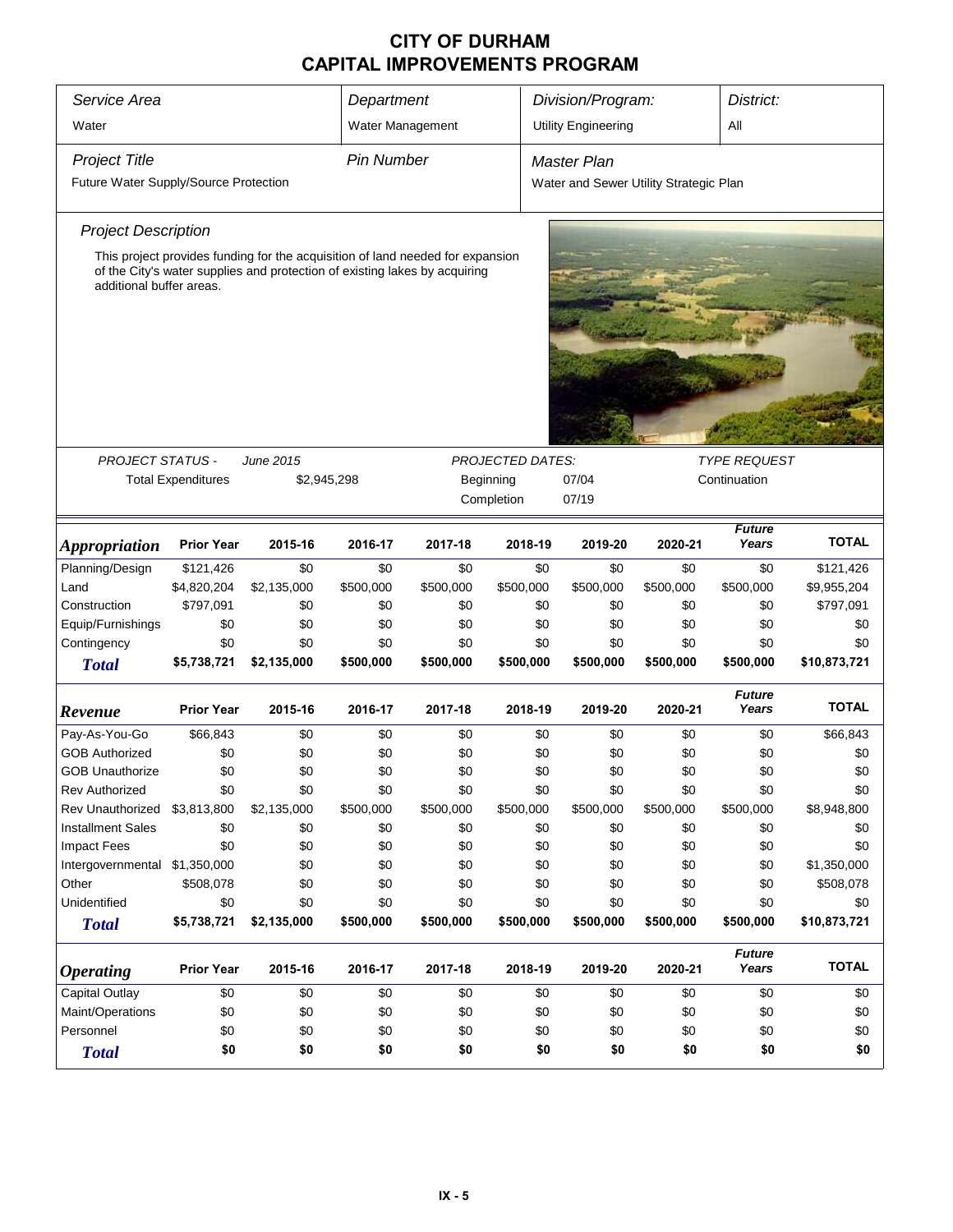# CITY OF DURHAM
## CAPITAL IMPROVEMENTS PROGRAM

| *Service Area* | *Department* | *Division/Program:* | *District:* |
|---|---|---|---|
| Water | Water Management | Utility Engineering | All |

| *Project Title* | *Pin Number* | *Master Plan* |
|---|---|---|
| Future Water Supply/Source Protection | | Water and Sewer Utility Strategic Plan |

### *Project Description*

This project provides funding for the acquisition of land needed for expansion of the City's water supplies and protection of existing lakes by acquiring additional buffer areas.

| *PROJECT STATUS -* | *June 2015* | *PROJECTED DATES:* | | *TYPE REQUEST* |
|---|---|---|---|---|
| Total Expenditures | $2,945,298 | Beginning | 07/04 | Continuation |
| | | Completion | 07/19 | |

| *Appropriation* | Prior Year | 2015-16 | 2016-17 | 2017-18 | 2018-19 | 2019-20 | 2020-21 | *Future Years* | TOTAL |
|---|---|---|---|---|---|---|---|---|---|
| Planning/Design | $121,426 | $0 | $0 | $0 | $0 | $0 | $0 | $0 | $121,426 |
| Land | $4,820,204 | $2,135,000 | $500,000 | $500,000 | $500,000 | $500,000 | $500,000 | $500,000 | $9,955,204 |
| Construction | $797,091 | $0 | $0 | $0 | $0 | $0 | $0 | $0 | $797,091 |
| Equip/Furnishings | $0 | $0 | $0 | $0 | $0 | $0 | $0 | $0 | $0 |
| Contingency | $0 | $0 | $0 | $0 | $0 | $0 | $0 | $0 | $0 |
| ***Total*** | **$5,738,721** | **$2,135,000** | **$500,000** | **$500,000** | **$500,000** | **$500,000** | **$500,000** | **$500,000** | **$10,873,721** |

| *Revenue* | Prior Year | 2015-16 | 2016-17 | 2017-18 | 2018-19 | 2019-20 | 2020-21 | *Future Years* | TOTAL |
|---|---|---|---|---|---|---|---|---|---|
| Pay-As-You-Go | $66,843 | $0 | $0 | $0 | $0 | $0 | $0 | $0 | $66,843 |
| GOB Authorized | $0 | $0 | $0 | $0 | $0 | $0 | $0 | $0 | $0 |
| GOB Unauthorize | $0 | $0 | $0 | $0 | $0 | $0 | $0 | $0 | $0 |
| Rev Authorized | $0 | $0 | $0 | $0 | $0 | $0 | $0 | $0 | $0 |
| Rev Unauthorized | $3,813,800 | $2,135,000 | $500,000 | $500,000 | $500,000 | $500,000 | $500,000 | $500,000 | $8,948,800 |
| Installment Sales | $0 | $0 | $0 | $0 | $0 | $0 | $0 | $0 | $0 |
| Impact Fees | $0 | $0 | $0 | $0 | $0 | $0 | $0 | $0 | $0 |
| Intergovernmental | $1,350,000 | $0 | $0 | $0 | $0 | $0 | $0 | $0 | $1,350,000 |
| Other | $508,078 | $0 | $0 | $0 | $0 | $0 | $0 | $0 | $508,078 |
| Unidentified | $0 | $0 | $0 | $0 | $0 | $0 | $0 | $0 | $0 |
| ***Total*** | **$5,738,721** | **$2,135,000** | **$500,000** | **$500,000** | **$500,000** | **$500,000** | **$500,000** | **$500,000** | **$10,873,721** |

| *Operating* | Prior Year | 2015-16 | 2016-17 | 2017-18 | 2018-19 | 2019-20 | 2020-21 | *Future Years* | TOTAL |
|---|---|---|---|---|---|---|---|---|---|
| Capital Outlay | $0 | $0 | $0 | $0 | $0 | $0 | $0 | $0 | $0 |
| Maint/Operations | $0 | $0 | $0 | $0 | $0 | $0 | $0 | $0 | $0 |
| Personnel | $0 | $0 | $0 | $0 | $0 | $0 | $0 | $0 | $0 |
| ***Total*** | **$0** | **$0** | **$0** | **$0** | **$0** | **$0** | **$0** | **$0** | **$0** |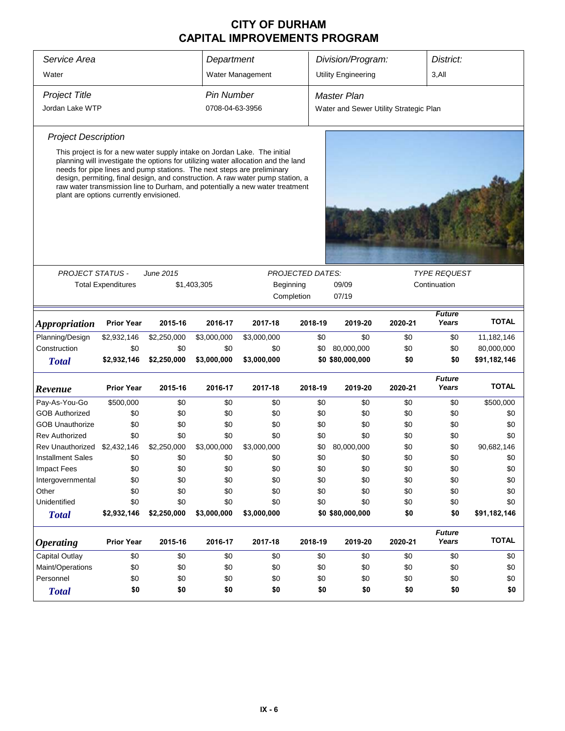# CITY OF DURHAM
# CAPITAL IMPROVEMENTS PROGRAM

| *Service Area* | *Department* | *Division/Program:* | *District:* |
|---|---|---|---|
| Water | Water Management | Utility Engineering | 3,All |

| *Project Title* | *Pin Number* | *Master Plan* |
|---|---|---|
| Jordan Lake WTP | 0708-04-63-3956 | Water and Sewer Utility Strategic Plan |

*Project Description*

This project is for a new water supply intake on Jordan Lake. The initial planning will investigate the options for utilizing water allocation and the land needs for pipe lines and pump stations. The next steps are preliminary design, permiting, final design, and construction. A raw water pump station, a raw water transmission line to Durham, and potentially a new water treatment plant are options currently envisioned.

| *PROJECT STATUS -* | *June 2015* | *PROJECTED DATES:* | | *TYPE REQUEST* |
|---|---|---|---|---|
| Total Expenditures | $1,403,305 | Beginning | 09/09 | Continuation |
| | | Completion | 07/19 | |

| ***Appropriation*** | **Prior Year** | **2015-16** | **2016-17** | **2017-18** | **2018-19** | **2019-20** | **2020-21** | ***Future Years*** | **TOTAL** |
|---|---|---|---|---|---|---|---|---|---|
| Planning/Design | $2,932,146 | $2,250,000 | $3,000,000 | $3,000,000 | $0 | $0 | $0 | $0 | 11,182,146 |
| Construction | $0 | $0 | $0 | $0 | $0 | 80,000,000 | $0 | $0 | 80,000,000 |
| ***Total*** | **$2,932,146** | **$2,250,000** | **$3,000,000** | **$3,000,000** | **$0** | **$80,000,000** | **$0** | **$0** | **$91,182,146** |

| ***Revenue*** | **Prior Year** | **2015-16** | **2016-17** | **2017-18** | **2018-19** | **2019-20** | **2020-21** | ***Future Years*** | **TOTAL** |
|---|---|---|---|---|---|---|---|---|---|
| Pay-As-You-Go | $500,000 | $0 | $0 | $0 | $0 | $0 | $0 | $0 | $500,000 |
| GOB Authorized | $0 | $0 | $0 | $0 | $0 | $0 | $0 | $0 | $0 |
| GOB Unauthorize | $0 | $0 | $0 | $0 | $0 | $0 | $0 | $0 | $0 |
| Rev Authorized | $0 | $0 | $0 | $0 | $0 | $0 | $0 | $0 | $0 |
| Rev Unauthorized | $2,432,146 | $2,250,000 | $3,000,000 | $3,000,000 | $0 | 80,000,000 | $0 | $0 | 90,682,146 |
| Installment Sales | $0 | $0 | $0 | $0 | $0 | $0 | $0 | $0 | $0 |
| Impact Fees | $0 | $0 | $0 | $0 | $0 | $0 | $0 | $0 | $0 |
| Intergovernmental | $0 | $0 | $0 | $0 | $0 | $0 | $0 | $0 | $0 |
| Other | $0 | $0 | $0 | $0 | $0 | $0 | $0 | $0 | $0 |
| Unidentified | $0 | $0 | $0 | $0 | $0 | $0 | $0 | $0 | $0 |
| ***Total*** | **$2,932,146** | **$2,250,000** | **$3,000,000** | **$3,000,000** | **$0** | **$80,000,000** | **$0** | **$0** | **$91,182,146** |

| ***Operating*** | **Prior Year** | **2015-16** | **2016-17** | **2017-18** | **2018-19** | **2019-20** | **2020-21** | ***Future Years*** | **TOTAL** |
|---|---|---|---|---|---|---|---|---|---|
| Capital Outlay | $0 | $0 | $0 | $0 | $0 | $0 | $0 | $0 | $0 |
| Maint/Operations | $0 | $0 | $0 | $0 | $0 | $0 | $0 | $0 | $0 |
| Personnel | $0 | $0 | $0 | $0 | $0 | $0 | $0 | $0 | $0 |
| ***Total*** | **$0** | **$0** | **$0** | **$0** | **$0** | **$0** | **$0** | **$0** | **$0** |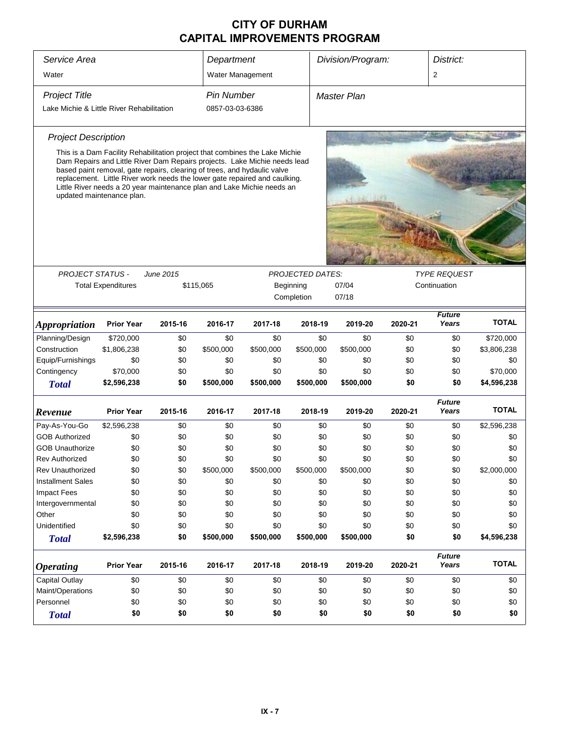# CITY OF DURHAM
# CAPITAL IMPROVEMENTS PROGRAM

| Service Area | Department | Division/Program: | District: |
|---|---|---|---|
| Water | Water Management | | 2 |

| Project Title | Pin Number | Master Plan |
|---|---|---|
| Lake Michie & Little River Rehabilitation | 0857-03-03-6386 | |

### Project Description

This is a Dam Facility Rehabilitation project that combines the Lake Michie Dam Repairs and Little River Dam Repairs projects. Lake Michie needs lead based paint removal, gate repairs, clearing of trees, and hydaulic valve replacement. Little River work needs the lower gate repaired and caulking. Little River needs a 20 year maintenance plan and Lake Michie needs an updated maintenance plan.

| PROJECT STATUS - June 2015 | | PROJECTED DATES: | | TYPE REQUEST |
|---|---|---|---|---|
| Total Expenditures | $115,065 | Beginning | 07/04 | Continuation |
| | | Completion | 07/18 | |

| Appropriation | Prior Year | 2015-16 | 2016-17 | 2017-18 | 2018-19 | 2019-20 | 2020-21 | Future Years | TOTAL |
|---|---|---|---|---|---|---|---|---|---|
| Planning/Design | $720,000 | $0 | $0 | $0 | $0 | $0 | $0 | $0 | $720,000 |
| Construction | $1,806,238 | $0 | $500,000 | $500,000 | $500,000 | $500,000 | $0 | $0 | $3,806,238 |
| Equip/Furnishings | $0 | $0 | $0 | $0 | $0 | $0 | $0 | $0 | $0 |
| Contingency | $70,000 | $0 | $0 | $0 | $0 | $0 | $0 | $0 | $70,000 |
| **Total** | **$2,596,238** | **$0** | **$500,000** | **$500,000** | **$500,000** | **$500,000** | **$0** | **$0** | **$4,596,238** |

| Revenue | Prior Year | 2015-16 | 2016-17 | 2017-18 | 2018-19 | 2019-20 | 2020-21 | Future Years | TOTAL |
|---|---|---|---|---|---|---|---|---|---|
| Pay-As-You-Go | $2,596,238 | $0 | $0 | $0 | $0 | $0 | $0 | $0 | $2,596,238 |
| GOB Authorized | $0 | $0 | $0 | $0 | $0 | $0 | $0 | $0 | $0 |
| GOB Unauthorize | $0 | $0 | $0 | $0 | $0 | $0 | $0 | $0 | $0 |
| Rev Authorized | $0 | $0 | $0 | $0 | $0 | $0 | $0 | $0 | $0 |
| Rev Unauthorized | $0 | $0 | $500,000 | $500,000 | $500,000 | $500,000 | $0 | $0 | $2,000,000 |
| Installment Sales | $0 | $0 | $0 | $0 | $0 | $0 | $0 | $0 | $0 |
| Impact Fees | $0 | $0 | $0 | $0 | $0 | $0 | $0 | $0 | $0 |
| Intergovernmental | $0 | $0 | $0 | $0 | $0 | $0 | $0 | $0 | $0 |
| Other | $0 | $0 | $0 | $0 | $0 | $0 | $0 | $0 | $0 |
| Unidentified | $0 | $0 | $0 | $0 | $0 | $0 | $0 | $0 | $0 |
| **Total** | **$2,596,238** | **$0** | **$500,000** | **$500,000** | **$500,000** | **$500,000** | **$0** | **$0** | **$4,596,238** |

| Operating | Prior Year | 2015-16 | 2016-17 | 2017-18 | 2018-19 | 2019-20 | 2020-21 | Future Years | TOTAL |
|---|---|---|---|---|---|---|---|---|---|
| Capital Outlay | $0 | $0 | $0 | $0 | $0 | $0 | $0 | $0 | $0 |
| Maint/Operations | $0 | $0 | $0 | $0 | $0 | $0 | $0 | $0 | $0 |
| Personnel | $0 | $0 | $0 | $0 | $0 | $0 | $0 | $0 | $0 |
| **Total** | **$0** | **$0** | **$0** | **$0** | **$0** | **$0** | **$0** | **$0** | **$0** |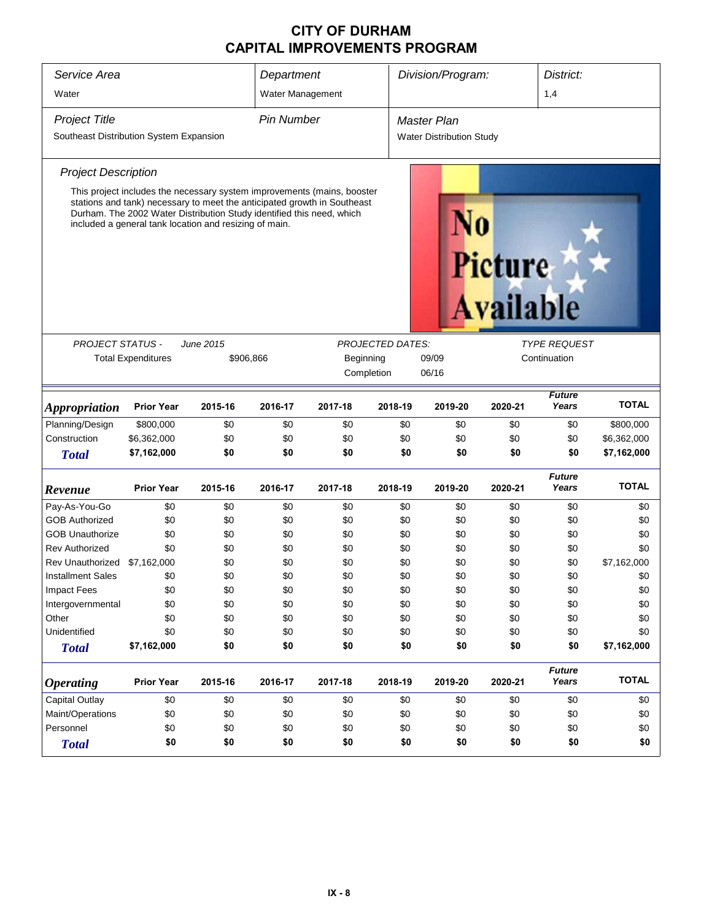# CITY OF DURHAM
# CAPITAL IMPROVEMENTS PROGRAM

| *Service Area* | *Department* | *Division/Program:* | *District:* |
|---|---|---|---|
| Water | Water Management | | 1,4 |

| *Project Title* | *Pin Number* | *Master Plan* |
|---|---|---|
| Southeast Distribution System Expansion | | Water Distribution Study |

### *Project Description*

This project includes the necessary system improvements (mains, booster stations and tank) necessary to meet the anticipated growth in Southeast Durham. The 2002 Water Distribution Study identified this need, which included a general tank location and resizing of main.

No Picture Available

| *PROJECT STATUS -* | *June 2015* | *PROJECTED DATES:* | | *TYPE REQUEST* |
|---|---|---|---|---|
| Total Expenditures | $906,866 | Beginning | 09/09 | Continuation |
| | | Completion | 06/16 | |

| ***Appropriation*** | **Prior Year** | **2015-16** | **2016-17** | **2017-18** | **2018-19** | **2019-20** | **2020-21** | ***Future* Years** | **TOTAL** |
|---|---|---|---|---|---|---|---|---|---|
| Planning/Design | $800,000 | $0 | $0 | $0 | $0 | $0 | $0 | $0 | $800,000 |
| Construction | $6,362,000 | $0 | $0 | $0 | $0 | $0 | $0 | $0 | $6,362,000 |
| ***Total*** | **$7,162,000** | **$0** | **$0** | **$0** | **$0** | **$0** | **$0** | **$0** | **$7,162,000** |

| ***Revenue*** | **Prior Year** | **2015-16** | **2016-17** | **2017-18** | **2018-19** | **2019-20** | **2020-21** | ***Future* Years** | **TOTAL** |
|---|---|---|---|---|---|---|---|---|---|
| Pay-As-You-Go | $0 | $0 | $0 | $0 | $0 | $0 | $0 | $0 | $0 |
| GOB Authorized | $0 | $0 | $0 | $0 | $0 | $0 | $0 | $0 | $0 |
| GOB Unauthorize | $0 | $0 | $0 | $0 | $0 | $0 | $0 | $0 | $0 |
| Rev Authorized | $0 | $0 | $0 | $0 | $0 | $0 | $0 | $0 | $0 |
| Rev Unauthorized | $7,162,000 | $0 | $0 | $0 | $0 | $0 | $0 | $0 | $7,162,000 |
| Installment Sales | $0 | $0 | $0 | $0 | $0 | $0 | $0 | $0 | $0 |
| Impact Fees | $0 | $0 | $0 | $0 | $0 | $0 | $0 | $0 | $0 |
| Intergovernmental | $0 | $0 | $0 | $0 | $0 | $0 | $0 | $0 | $0 |
| Other | $0 | $0 | $0 | $0 | $0 | $0 | $0 | $0 | $0 |
| Unidentified | $0 | $0 | $0 | $0 | $0 | $0 | $0 | $0 | $0 |
| ***Total*** | **$7,162,000** | **$0** | **$0** | **$0** | **$0** | **$0** | **$0** | **$0** | **$7,162,000** |

| ***Operating*** | **Prior Year** | **2015-16** | **2016-17** | **2017-18** | **2018-19** | **2019-20** | **2020-21** | ***Future* Years** | **TOTAL** |
|---|---|---|---|---|---|---|---|---|---|
| Capital Outlay | $0 | $0 | $0 | $0 | $0 | $0 | $0 | $0 | $0 |
| Maint/Operations | $0 | $0 | $0 | $0 | $0 | $0 | $0 | $0 | $0 |
| Personnel | $0 | $0 | $0 | $0 | $0 | $0 | $0 | $0 | $0 |
| ***Total*** | **$0** | **$0** | **$0** | **$0** | **$0** | **$0** | **$0** | **$0** | **$0** |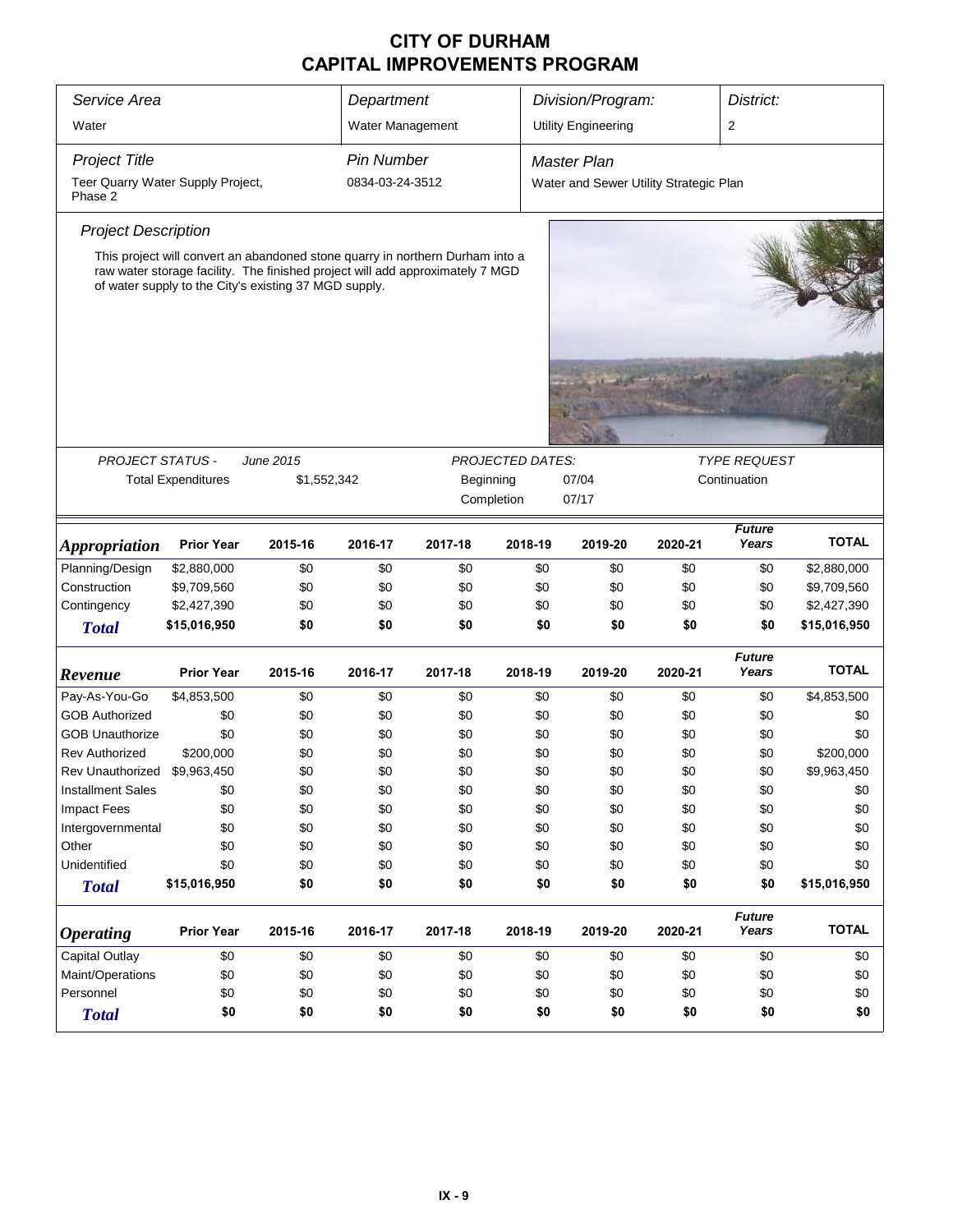# CITY OF DURHAM
## CAPITAL IMPROVEMENTS PROGRAM

| Service Area | Department | Division/Program: | District: |
|---|---|---|---|
| Water | Water Management | Utility Engineering | 2 |

| Project Title | Pin Number | Master Plan |
|---|---|---|
| Teer Quarry Water Supply Project, Phase 2 | 0834-03-24-3512 | Water and Sewer Utility Strategic Plan |

### Project Description

This project will convert an abandoned stone quarry in northern Durham into a raw water storage facility. The finished project will add approximately 7 MGD of water supply to the City's existing 37 MGD supply.

| PROJECT STATUS - June 2015 | | PROJECTED DATES: | | TYPE REQUEST |
|---|---|---|---|---|
| Total Expenditures | $1,552,342 | Beginning | 07/04 | Continuation |
| | | Completion | 07/17 | |

| Appropriation | Prior Year | 2015-16 | 2016-17 | 2017-18 | 2018-19 | 2019-20 | 2020-21 | Future Years | TOTAL |
|---|---|---|---|---|---|---|---|---|---|
| Planning/Design | $2,880,000 | $0 | $0 | $0 | $0 | $0 | $0 | $0 | $2,880,000 |
| Construction | $9,709,560 | $0 | $0 | $0 | $0 | $0 | $0 | $0 | $9,709,560 |
| Contingency | $2,427,390 | $0 | $0 | $0 | $0 | $0 | $0 | $0 | $2,427,390 |
| **Total** | **$15,016,950** | **$0** | **$0** | **$0** | **$0** | **$0** | **$0** | **$0** | **$15,016,950** |

| Revenue | Prior Year | 2015-16 | 2016-17 | 2017-18 | 2018-19 | 2019-20 | 2020-21 | Future Years | TOTAL |
|---|---|---|---|---|---|---|---|---|---|
| Pay-As-You-Go | $4,853,500 | $0 | $0 | $0 | $0 | $0 | $0 | $0 | $4,853,500 |
| GOB Authorized | $0 | $0 | $0 | $0 | $0 | $0 | $0 | $0 | $0 |
| GOB Unauthorize | $0 | $0 | $0 | $0 | $0 | $0 | $0 | $0 | $0 |
| Rev Authorized | $200,000 | $0 | $0 | $0 | $0 | $0 | $0 | $0 | $200,000 |
| Rev Unauthorized | $9,963,450 | $0 | $0 | $0 | $0 | $0 | $0 | $0 | $9,963,450 |
| Installment Sales | $0 | $0 | $0 | $0 | $0 | $0 | $0 | $0 | $0 |
| Impact Fees | $0 | $0 | $0 | $0 | $0 | $0 | $0 | $0 | $0 |
| Intergovernmental | $0 | $0 | $0 | $0 | $0 | $0 | $0 | $0 | $0 |
| Other | $0 | $0 | $0 | $0 | $0 | $0 | $0 | $0 | $0 |
| Unidentified | $0 | $0 | $0 | $0 | $0 | $0 | $0 | $0 | $0 |
| **Total** | **$15,016,950** | **$0** | **$0** | **$0** | **$0** | **$0** | **$0** | **$0** | **$15,016,950** |

| Operating | Prior Year | 2015-16 | 2016-17 | 2017-18 | 2018-19 | 2019-20 | 2020-21 | Future Years | TOTAL |
|---|---|---|---|---|---|---|---|---|---|
| Capital Outlay | $0 | $0 | $0 | $0 | $0 | $0 | $0 | $0 | $0 |
| Maint/Operations | $0 | $0 | $0 | $0 | $0 | $0 | $0 | $0 | $0 |
| Personnel | $0 | $0 | $0 | $0 | $0 | $0 | $0 | $0 | $0 |
| **Total** | **$0** | **$0** | **$0** | **$0** | **$0** | **$0** | **$0** | **$0** | **$0** |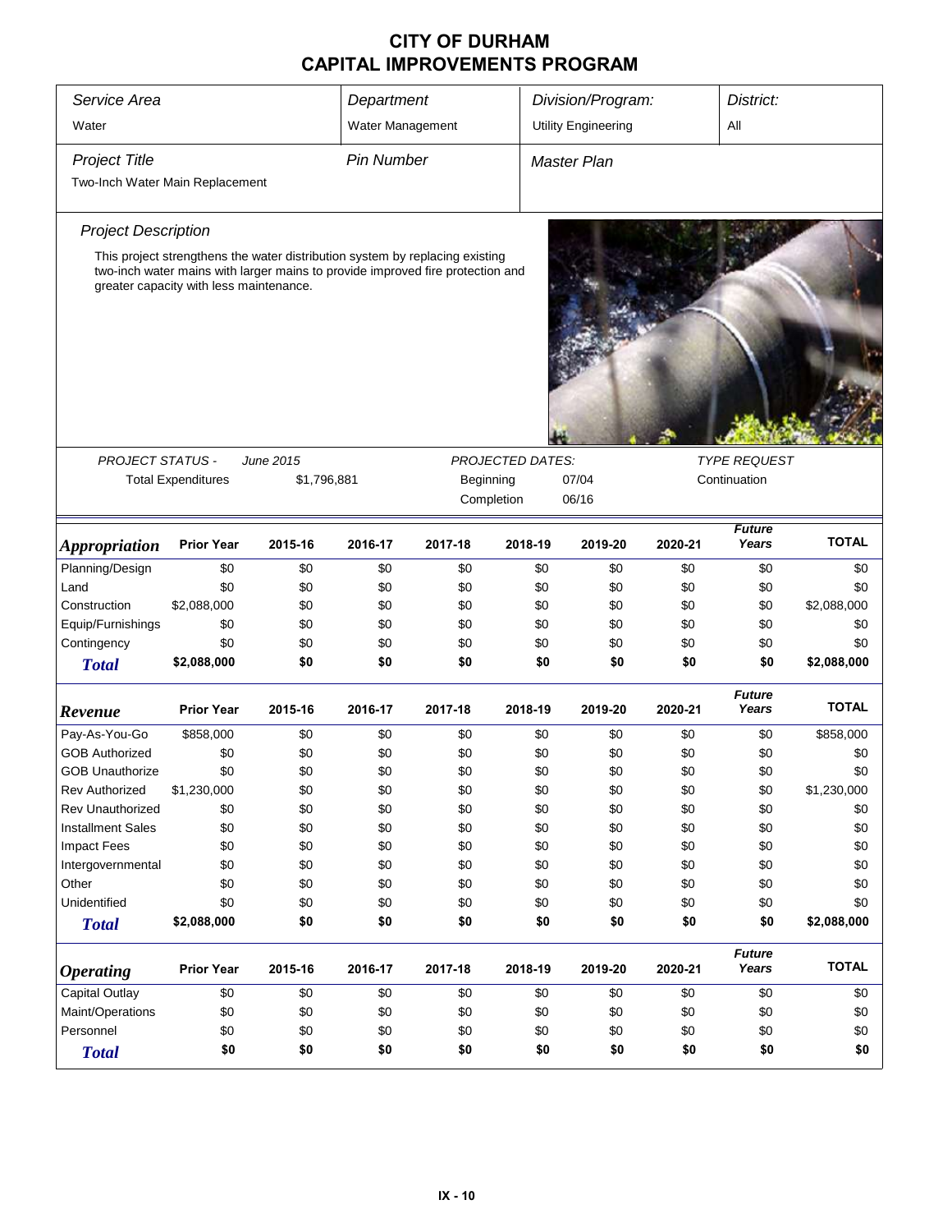# CITY OF DURHAM
## CAPITAL IMPROVEMENTS PROGRAM

| Service Area | Department | Division/Program: | District: |
|---|---|---|---|
| Water | Water Management | Utility Engineering | All |

| Project Title | Pin Number | Master Plan |
|---|---|---|
| Two-Inch Water Main Replacement | | |

### Project Description

This project strengthens the water distribution system by replacing existing two-inch water mains with larger mains to provide improved fire protection and greater capacity with less maintenance.

| PROJECT STATUS - | June 2015 | PROJECTED DATES: | | TYPE REQUEST |
|---|---|---|---|---|
| Total Expenditures | $1,796,881 | Beginning | 07/04 | Continuation |
| | | Completion | 06/16 | |

| *Appropriation* | Prior Year | 2015-16 | 2016-17 | 2017-18 | 2018-19 | 2019-20 | 2020-21 | Future Years | TOTAL |
|---|---|---|---|---|---|---|---|---|---|
| Planning/Design | $0 | $0 | $0 | $0 | $0 | $0 | $0 | $0 | $0 |
| Land | $0 | $0 | $0 | $0 | $0 | $0 | $0 | $0 | $0 |
| Construction | $2,088,000 | $0 | $0 | $0 | $0 | $0 | $0 | $0 | $2,088,000 |
| Equip/Furnishings | $0 | $0 | $0 | $0 | $0 | $0 | $0 | $0 | $0 |
| Contingency | $0 | $0 | $0 | $0 | $0 | $0 | $0 | $0 | $0 |
| **Total** | **$2,088,000** | **$0** | **$0** | **$0** | **$0** | **$0** | **$0** | **$0** | **$2,088,000** |

| *Revenue* | Prior Year | 2015-16 | 2016-17 | 2017-18 | 2018-19 | 2019-20 | 2020-21 | Future Years | TOTAL |
|---|---|---|---|---|---|---|---|---|---|
| Pay-As-You-Go | $858,000 | $0 | $0 | $0 | $0 | $0 | $0 | $0 | $858,000 |
| GOB Authorized | $0 | $0 | $0 | $0 | $0 | $0 | $0 | $0 | $0 |
| GOB Unauthorize | $0 | $0 | $0 | $0 | $0 | $0 | $0 | $0 | $0 |
| Rev Authorized | $1,230,000 | $0 | $0 | $0 | $0 | $0 | $0 | $0 | $1,230,000 |
| Rev Unauthorized | $0 | $0 | $0 | $0 | $0 | $0 | $0 | $0 | $0 |
| Installment Sales | $0 | $0 | $0 | $0 | $0 | $0 | $0 | $0 | $0 |
| Impact Fees | $0 | $0 | $0 | $0 | $0 | $0 | $0 | $0 | $0 |
| Intergovernmental | $0 | $0 | $0 | $0 | $0 | $0 | $0 | $0 | $0 |
| Other | $0 | $0 | $0 | $0 | $0 | $0 | $0 | $0 | $0 |
| Unidentified | $0 | $0 | $0 | $0 | $0 | $0 | $0 | $0 | $0 |
| **Total** | **$2,088,000** | **$0** | **$0** | **$0** | **$0** | **$0** | **$0** | **$0** | **$2,088,000** |

| *Operating* | Prior Year | 2015-16 | 2016-17 | 2017-18 | 2018-19 | 2019-20 | 2020-21 | Future Years | TOTAL |
|---|---|---|---|---|---|---|---|---|---|
| Capital Outlay | $0 | $0 | $0 | $0 | $0 | $0 | $0 | $0 | $0 |
| Maint/Operations | $0 | $0 | $0 | $0 | $0 | $0 | $0 | $0 | $0 |
| Personnel | $0 | $0 | $0 | $0 | $0 | $0 | $0 | $0 | $0 |
| **Total** | **$0** | **$0** | **$0** | **$0** | **$0** | **$0** | **$0** | **$0** | **$0** |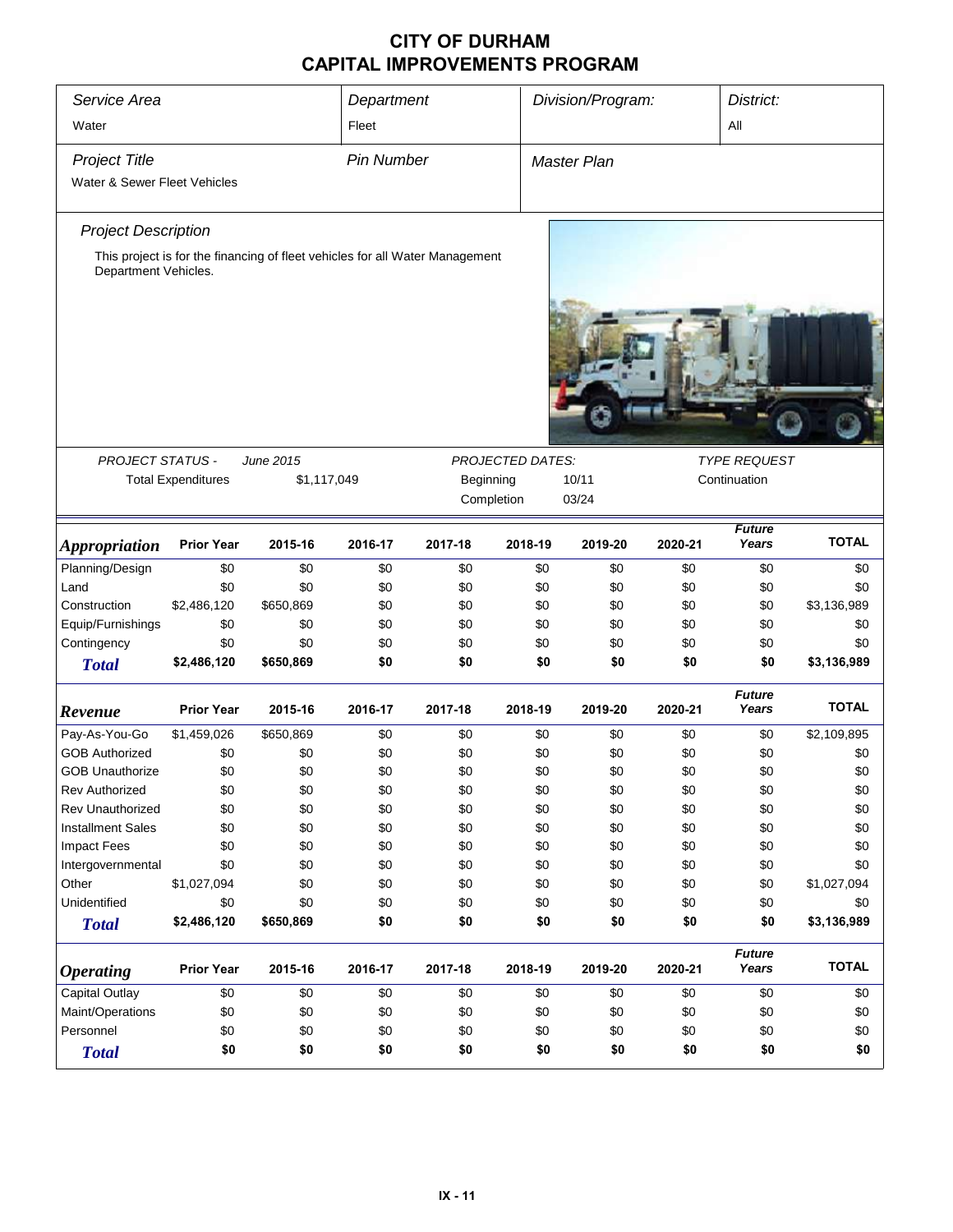# CITY OF DURHAM
# CAPITAL IMPROVEMENTS PROGRAM

| Service Area | Department | Division/Program: | District: |
|---|---|---|---|
| Water | Fleet | | All |

| Project Title | Pin Number | Master Plan |
|---|---|---|
| Water & Sewer Fleet Vehicles | | |

*Project Description*

This project is for the financing of fleet vehicles for all Water Management Department Vehicles.

| PROJECT STATUS - | June 2015 | PROJECTED DATES: | | TYPE REQUEST |
|---|---|---|---|---|
| Total Expenditures | $1,117,049 | Beginning | 10/11 | Continuation |
| | | Completion | 03/24 | |

| *Appropriation* | Prior Year | 2015-16 | 2016-17 | 2017-18 | 2018-19 | 2019-20 | 2020-21 | *Future Years* | TOTAL |
|---|---|---|---|---|---|---|---|---|---|
| Planning/Design | $0 | $0 | $0 | $0 | $0 | $0 | $0 | $0 | $0 |
| Land | $0 | $0 | $0 | $0 | $0 | $0 | $0 | $0 | $0 |
| Construction | $2,486,120 | $650,869 | $0 | $0 | $0 | $0 | $0 | $0 | $3,136,989 |
| Equip/Furnishings | $0 | $0 | $0 | $0 | $0 | $0 | $0 | $0 | $0 |
| Contingency | $0 | $0 | $0 | $0 | $0 | $0 | $0 | $0 | $0 |
| **Total** | **$2,486,120** | **$650,869** | **$0** | **$0** | **$0** | **$0** | **$0** | **$0** | **$3,136,989** |

| *Revenue* | Prior Year | 2015-16 | 2016-17 | 2017-18 | 2018-19 | 2019-20 | 2020-21 | *Future Years* | TOTAL |
|---|---|---|---|---|---|---|---|---|---|
| Pay-As-You-Go | $1,459,026 | $650,869 | $0 | $0 | $0 | $0 | $0 | $0 | $2,109,895 |
| GOB Authorized | $0 | $0 | $0 | $0 | $0 | $0 | $0 | $0 | $0 |
| GOB Unauthorize | $0 | $0 | $0 | $0 | $0 | $0 | $0 | $0 | $0 |
| Rev Authorized | $0 | $0 | $0 | $0 | $0 | $0 | $0 | $0 | $0 |
| Rev Unauthorized | $0 | $0 | $0 | $0 | $0 | $0 | $0 | $0 | $0 |
| Installment Sales | $0 | $0 | $0 | $0 | $0 | $0 | $0 | $0 | $0 |
| Impact Fees | $0 | $0 | $0 | $0 | $0 | $0 | $0 | $0 | $0 |
| Intergovernmental | $0 | $0 | $0 | $0 | $0 | $0 | $0 | $0 | $0 |
| Other | $1,027,094 | $0 | $0 | $0 | $0 | $0 | $0 | $0 | $1,027,094 |
| Unidentified | $0 | $0 | $0 | $0 | $0 | $0 | $0 | $0 | $0 |
| **Total** | **$2,486,120** | **$650,869** | **$0** | **$0** | **$0** | **$0** | **$0** | **$0** | **$3,136,989** |

| *Operating* | Prior Year | 2015-16 | 2016-17 | 2017-18 | 2018-19 | 2019-20 | 2020-21 | *Future Years* | TOTAL |
|---|---|---|---|---|---|---|---|---|---|
| Capital Outlay | $0 | $0 | $0 | $0 | $0 | $0 | $0 | $0 | $0 |
| Maint/Operations | $0 | $0 | $0 | $0 | $0 | $0 | $0 | $0 | $0 |
| Personnel | $0 | $0 | $0 | $0 | $0 | $0 | $0 | $0 | $0 |
| **Total** | **$0** | **$0** | **$0** | **$0** | **$0** | **$0** | **$0** | **$0** | **$0** |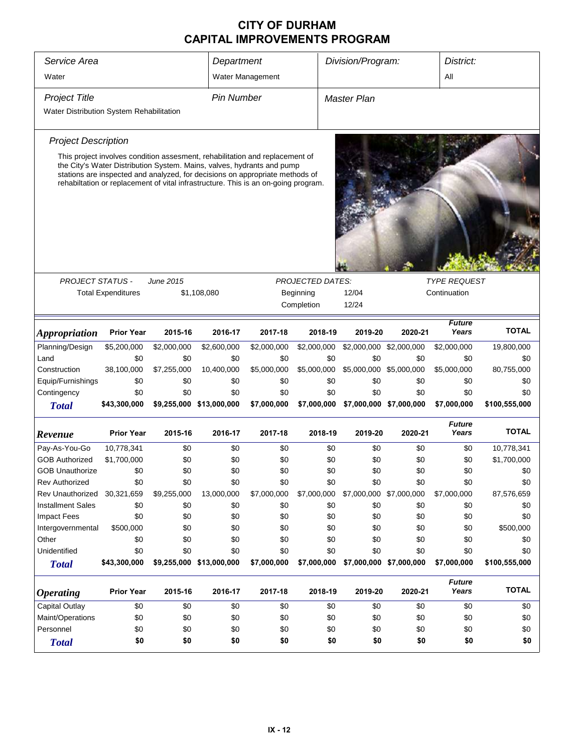# CITY OF DURHAM
# CAPITAL IMPROVEMENTS PROGRAM

| Service Area | Department | Division/Program: | District: |
|---|---|---|---|
| Water | Water Management | | All |

| Project Title | Pin Number | Master Plan |
|---|---|---|
| Water Distribution System Rehabilitation | | |

### Project Description

This project involves condition assesment, rehabilitation and replacement of the City's Water Distribution System. Mains, valves, hydrants and pump stations are inspected and analyzed, for decisions on appropriate methods of rehabiltation or replacement of vital infrastructure. This is an on-going program.

*PROJECT STATUS -* *June 2015*

Total Expenditures: $1,108,080

*PROJECTED DATES:*

Beginning: 12/04

Completion: 12/24

*TYPE REQUEST*

Continuation

| *Appropriation* | Prior Year | 2015-16 | 2016-17 | 2017-18 | 2018-19 | 2019-20 | 2020-21 | *Future Years* | TOTAL |
|---|---|---|---|---|---|---|---|---|---|
| Planning/Design | $5,200,000 | $2,000,000 | $2,600,000 | $2,000,000 | $2,000,000 | $2,000,000 | $2,000,000 | $2,000,000 | 19,800,000 |
| Land | $0 | $0 | $0 | $0 | $0 | $0 | $0 | $0 | $0 |
| Construction | 38,100,000 | $7,255,000 | 10,400,000 | $5,000,000 | $5,000,000 | $5,000,000 | $5,000,000 | $5,000,000 | 80,755,000 |
| Equip/Furnishings | $0 | $0 | $0 | $0 | $0 | $0 | $0 | $0 | $0 |
| Contingency | $0 | $0 | $0 | $0 | $0 | $0 | $0 | $0 | $0 |
| ***Total*** | **$43,300,000** | **$9,255,000** | **$13,000,000** | **$7,000,000** | **$7,000,000** | **$7,000,000** | **$7,000,000** | **$7,000,000** | **$100,555,000** |

| *Revenue* | Prior Year | 2015-16 | 2016-17 | 2017-18 | 2018-19 | 2019-20 | 2020-21 | *Future Years* | TOTAL |
|---|---|---|---|---|---|---|---|---|---|
| Pay-As-You-Go | 10,778,341 | $0 | $0 | $0 | $0 | $0 | $0 | $0 | 10,778,341 |
| GOB Authorized | $1,700,000 | $0 | $0 | $0 | $0 | $0 | $0 | $0 | $1,700,000 |
| GOB Unauthorize | $0 | $0 | $0 | $0 | $0 | $0 | $0 | $0 | $0 |
| Rev Authorized | $0 | $0 | $0 | $0 | $0 | $0 | $0 | $0 | $0 |
| Rev Unauthorized | 30,321,659 | $9,255,000 | 13,000,000 | $7,000,000 | $7,000,000 | $7,000,000 | $7,000,000 | $7,000,000 | 87,576,659 |
| Installment Sales | $0 | $0 | $0 | $0 | $0 | $0 | $0 | $0 | $0 |
| Impact Fees | $0 | $0 | $0 | $0 | $0 | $0 | $0 | $0 | $0 |
| Intergovernmental | $500,000 | $0 | $0 | $0 | $0 | $0 | $0 | $0 | $500,000 |
| Other | $0 | $0 | $0 | $0 | $0 | $0 | $0 | $0 | $0 |
| Unidentified | $0 | $0 | $0 | $0 | $0 | $0 | $0 | $0 | $0 |
| ***Total*** | **$43,300,000** | **$9,255,000** | **$13,000,000** | **$7,000,000** | **$7,000,000** | **$7,000,000** | **$7,000,000** | **$7,000,000** | **$100,555,000** |

| *Operating* | Prior Year | 2015-16 | 2016-17 | 2017-18 | 2018-19 | 2019-20 | 2020-21 | *Future Years* | TOTAL |
|---|---|---|---|---|---|---|---|---|---|
| Capital Outlay | $0 | $0 | $0 | $0 | $0 | $0 | $0 | $0 | $0 |
| Maint/Operations | $0 | $0 | $0 | $0 | $0 | $0 | $0 | $0 | $0 |
| Personnel | $0 | $0 | $0 | $0 | $0 | $0 | $0 | $0 | $0 |
| ***Total*** | **$0** | **$0** | **$0** | **$0** | **$0** | **$0** | **$0** | **$0** | **$0** |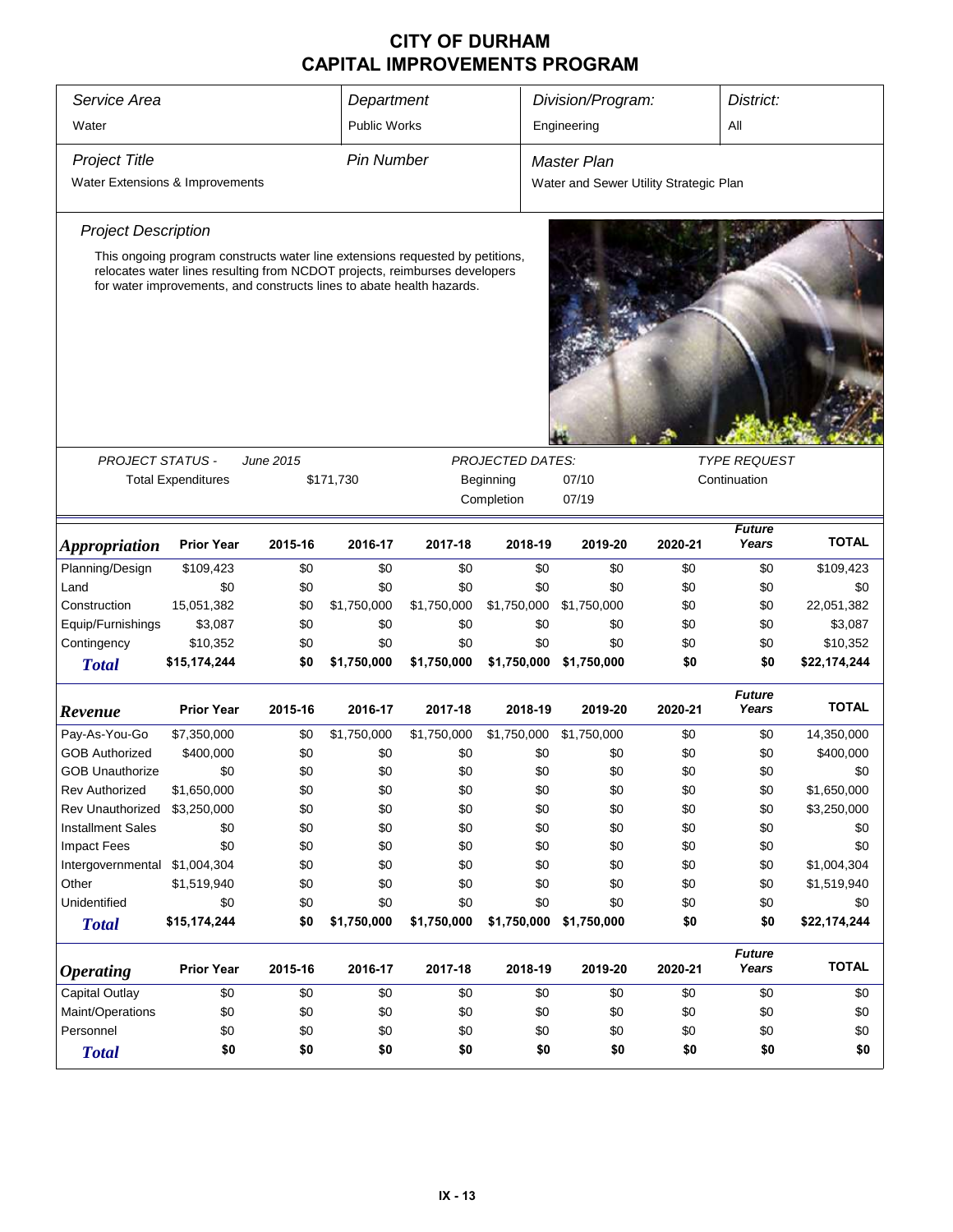# CITY OF DURHAM
# CAPITAL IMPROVEMENTS PROGRAM

| Service Area | Department | Division/Program: | District: |
|---|---|---|---|
| Water | Public Works | Engineering | All |

| Project Title | Pin Number | Master Plan |
|---|---|---|
| Water Extensions & Improvements | | Water and Sewer Utility Strategic Plan |

*Project Description*

This ongoing program constructs water line extensions requested by petitions, relocates water lines resulting from NCDOT projects, reimburses developers for water improvements, and constructs lines to abate health hazards.

| PROJECT STATUS - June 2015 | | PROJECTED DATES: | | TYPE REQUEST |
|---|---|---|---|---|
| Total Expenditures | $171,730 | Beginning | 07/10 | Continuation |
| | | Completion | 07/19 | |

| *Appropriation* | Prior Year | 2015-16 | 2016-17 | 2017-18 | 2018-19 | 2019-20 | 2020-21 | Future Years | TOTAL |
|---|---|---|---|---|---|---|---|---|---|
| Planning/Design | $109,423 | $0 | $0 | $0 | $0 | $0 | $0 | $0 | $109,423 |
| Land | $0 | $0 | $0 | $0 | $0 | $0 | $0 | $0 | $0 |
| Construction | 15,051,382 | $0 | $1,750,000 | $1,750,000 | $1,750,000 | $1,750,000 | $0 | $0 | 22,051,382 |
| Equip/Furnishings | $3,087 | $0 | $0 | $0 | $0 | $0 | $0 | $0 | $3,087 |
| Contingency | $10,352 | $0 | $0 | $0 | $0 | $0 | $0 | $0 | $10,352 |
| ***Total*** | **$15,174,244** | **$0** | **$1,750,000** | **$1,750,000** | **$1,750,000** | **$1,750,000** | **$0** | **$0** | **$22,174,244** |

| *Revenue* | Prior Year | 2015-16 | 2016-17 | 2017-18 | 2018-19 | 2019-20 | 2020-21 | Future Years | TOTAL |
|---|---|---|---|---|---|---|---|---|---|
| Pay-As-You-Go | $7,350,000 | $0 | $1,750,000 | $1,750,000 | $1,750,000 | $1,750,000 | $0 | $0 | 14,350,000 |
| GOB Authorized | $400,000 | $0 | $0 | $0 | $0 | $0 | $0 | $0 | $400,000 |
| GOB Unauthorize | $0 | $0 | $0 | $0 | $0 | $0 | $0 | $0 | $0 |
| Rev Authorized | $1,650,000 | $0 | $0 | $0 | $0 | $0 | $0 | $0 | $1,650,000 |
| Rev Unauthorized | $3,250,000 | $0 | $0 | $0 | $0 | $0 | $0 | $0 | $3,250,000 |
| Installment Sales | $0 | $0 | $0 | $0 | $0 | $0 | $0 | $0 | $0 |
| Impact Fees | $0 | $0 | $0 | $0 | $0 | $0 | $0 | $0 | $0 |
| Intergovernmental | $1,004,304 | $0 | $0 | $0 | $0 | $0 | $0 | $0 | $1,004,304 |
| Other | $1,519,940 | $0 | $0 | $0 | $0 | $0 | $0 | $0 | $1,519,940 |
| Unidentified | $0 | $0 | $0 | $0 | $0 | $0 | $0 | $0 | $0 |
| ***Total*** | **$15,174,244** | **$0** | **$1,750,000** | **$1,750,000** | **$1,750,000** | **$1,750,000** | **$0** | **$0** | **$22,174,244** |

| *Operating* | Prior Year | 2015-16 | 2016-17 | 2017-18 | 2018-19 | 2019-20 | 2020-21 | Future Years | TOTAL |
|---|---|---|---|---|---|---|---|---|---|
| Capital Outlay | $0 | $0 | $0 | $0 | $0 | $0 | $0 | $0 | $0 |
| Maint/Operations | $0 | $0 | $0 | $0 | $0 | $0 | $0 | $0 | $0 |
| Personnel | $0 | $0 | $0 | $0 | $0 | $0 | $0 | $0 | $0 |
| ***Total*** | **$0** | **$0** | **$0** | **$0** | **$0** | **$0** | **$0** | **$0** | **$0** |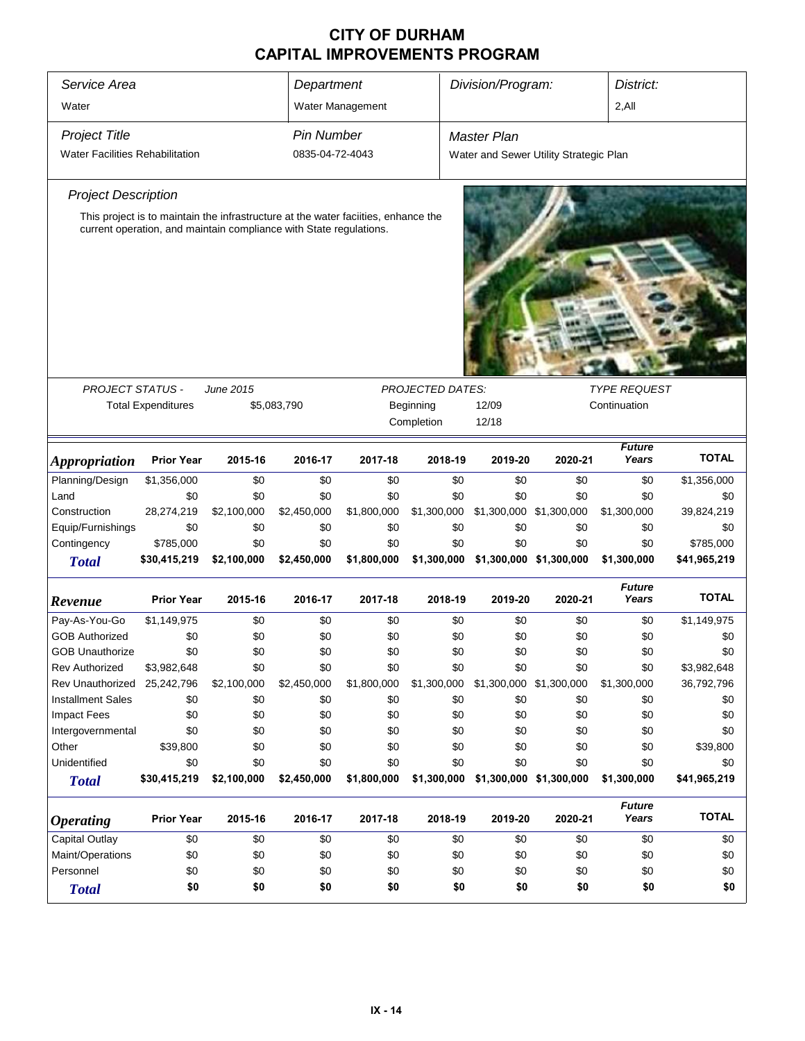# CITY OF DURHAM
## CAPITAL IMPROVEMENTS PROGRAM

| Service Area | Department | Division/Program: | District: |
|---|---|---|---|
| Water | Water Management | | 2,All |

| Project Title | Pin Number | Master Plan |
|---|---|---|
| Water Facilities Rehabilitation | 0835-04-72-4043 | Water and Sewer Utility Strategic Plan |

### Project Description

This project is to maintain the infrastructure at the water faciities, enhance the current operation, and maintain compliance with State regulations.

| PROJECT STATUS - | June 2015 | PROJECTED DATES: | | TYPE REQUEST |
|---|---|---|---|---|
| Total Expenditures | $5,083,790 | Beginning | 12/09 | Continuation |
| | | Completion | 12/18 | |

| *Appropriation* | Prior Year | 2015-16 | 2016-17 | 2017-18 | 2018-19 | 2019-20 | 2020-21 | Future Years | TOTAL |
|---|---|---|---|---|---|---|---|---|---|
| Planning/Design | $1,356,000 | $0 | $0 | $0 | $0 | $0 | $0 | $0 | $1,356,000 |
| Land | $0 | $0 | $0 | $0 | $0 | $0 | $0 | $0 | $0 |
| Construction | 28,274,219 | $2,100,000 | $2,450,000 | $1,800,000 | $1,300,000 | $1,300,000 | $1,300,000 | $1,300,000 | 39,824,219 |
| Equip/Furnishings | $0 | $0 | $0 | $0 | $0 | $0 | $0 | $0 | $0 |
| Contingency | $785,000 | $0 | $0 | $0 | $0 | $0 | $0 | $0 | $785,000 |
| **Total** | **$30,415,219** | **$2,100,000** | **$2,450,000** | **$1,800,000** | **$1,300,000** | **$1,300,000** | **$1,300,000** | **$1,300,000** | **$41,965,219** |

| *Revenue* | Prior Year | 2015-16 | 2016-17 | 2017-18 | 2018-19 | 2019-20 | 2020-21 | Future Years | TOTAL |
|---|---|---|---|---|---|---|---|---|---|
| Pay-As-You-Go | $1,149,975 | $0 | $0 | $0 | $0 | $0 | $0 | $0 | $1,149,975 |
| GOB Authorized | $0 | $0 | $0 | $0 | $0 | $0 | $0 | $0 | $0 |
| GOB Unauthorize | $0 | $0 | $0 | $0 | $0 | $0 | $0 | $0 | $0 |
| Rev Authorized | $3,982,648 | $0 | $0 | $0 | $0 | $0 | $0 | $0 | $3,982,648 |
| Rev Unauthorized | 25,242,796 | $2,100,000 | $2,450,000 | $1,800,000 | $1,300,000 | $1,300,000 | $1,300,000 | $1,300,000 | 36,792,796 |
| Installment Sales | $0 | $0 | $0 | $0 | $0 | $0 | $0 | $0 | $0 |
| Impact Fees | $0 | $0 | $0 | $0 | $0 | $0 | $0 | $0 | $0 |
| Intergovernmental | $0 | $0 | $0 | $0 | $0 | $0 | $0 | $0 | $0 |
| Other | $39,800 | $0 | $0 | $0 | $0 | $0 | $0 | $0 | $39,800 |
| Unidentified | $0 | $0 | $0 | $0 | $0 | $0 | $0 | $0 | $0 |
| **Total** | **$30,415,219** | **$2,100,000** | **$2,450,000** | **$1,800,000** | **$1,300,000** | **$1,300,000** | **$1,300,000** | **$1,300,000** | **$41,965,219** |

| *Operating* | Prior Year | 2015-16 | 2016-17 | 2017-18 | 2018-19 | 2019-20 | 2020-21 | Future Years | TOTAL |
|---|---|---|---|---|---|---|---|---|---|
| Capital Outlay | $0 | $0 | $0 | $0 | $0 | $0 | $0 | $0 | $0 |
| Maint/Operations | $0 | $0 | $0 | $0 | $0 | $0 | $0 | $0 | $0 |
| Personnel | $0 | $0 | $0 | $0 | $0 | $0 | $0 | $0 | $0 |
| **Total** | **$0** | **$0** | **$0** | **$0** | **$0** | **$0** | **$0** | **$0** | **$0** |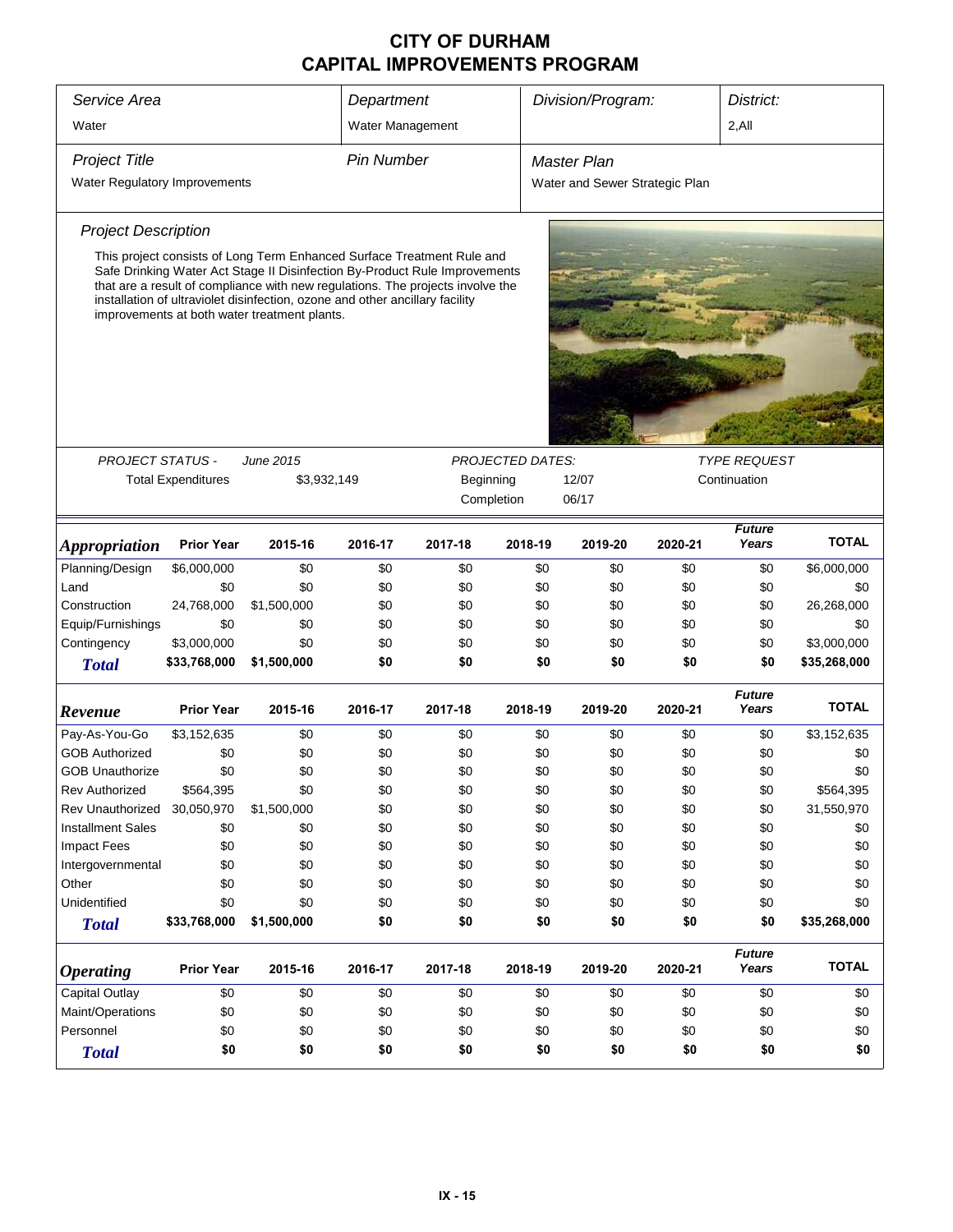# CITY OF DURHAM
## CAPITAL IMPROVEMENTS PROGRAM

| Service Area | Department | Division/Program: | District: |
|---|---|---|---|
| Water | Water Management | | 2,All |

| Project Title | Pin Number | Master Plan |
|---|---|---|
| Water Regulatory Improvements | | Water and Sewer Strategic Plan |

*Project Description*

This project consists of Long Term Enhanced Surface Treatment Rule and Safe Drinking Water Act Stage II Disinfection By-Product Rule Improvements that are a result of compliance with new regulations. The projects involve the installation of ultraviolet disinfection, ozone and other ancillary facility improvements at both water treatment plants.

*PROJECT STATUS -* *June 2015*

Total Expenditures: $3,932,149

*PROJECTED DATES:*

Beginning: 12/07

Completion: 06/17

*TYPE REQUEST*: Continuation

| *Appropriation* | Prior Year | 2015-16 | 2016-17 | 2017-18 | 2018-19 | 2019-20 | 2020-21 | *Future Years* | TOTAL |
|---|---|---|---|---|---|---|---|---|---|
| Planning/Design | $6,000,000 | $0 | $0 | $0 | $0 | $0 | $0 | $0 | $6,000,000 |
| Land | $0 | $0 | $0 | $0 | $0 | $0 | $0 | $0 | $0 |
| Construction | 24,768,000 | $1,500,000 | $0 | $0 | $0 | $0 | $0 | $0 | 26,268,000 |
| Equip/Furnishings | $0 | $0 | $0 | $0 | $0 | $0 | $0 | $0 | $0 |
| Contingency | $3,000,000 | $0 | $0 | $0 | $0 | $0 | $0 | $0 | $3,000,000 |
| ***Total*** | **$33,768,000** | **$1,500,000** | **$0** | **$0** | **$0** | **$0** | **$0** | **$0** | **$35,268,000** |

| *Revenue* | Prior Year | 2015-16 | 2016-17 | 2017-18 | 2018-19 | 2019-20 | 2020-21 | *Future Years* | TOTAL |
|---|---|---|---|---|---|---|---|---|---|
| Pay-As-You-Go | $3,152,635 | $0 | $0 | $0 | $0 | $0 | $0 | $0 | $3,152,635 |
| GOB Authorized | $0 | $0 | $0 | $0 | $0 | $0 | $0 | $0 | $0 |
| GOB Unauthorize | $0 | $0 | $0 | $0 | $0 | $0 | $0 | $0 | $0 |
| Rev Authorized | $564,395 | $0 | $0 | $0 | $0 | $0 | $0 | $0 | $564,395 |
| Rev Unauthorized | 30,050,970 | $1,500,000 | $0 | $0 | $0 | $0 | $0 | $0 | 31,550,970 |
| Installment Sales | $0 | $0 | $0 | $0 | $0 | $0 | $0 | $0 | $0 |
| Impact Fees | $0 | $0 | $0 | $0 | $0 | $0 | $0 | $0 | $0 |
| Intergovernmental | $0 | $0 | $0 | $0 | $0 | $0 | $0 | $0 | $0 |
| Other | $0 | $0 | $0 | $0 | $0 | $0 | $0 | $0 | $0 |
| Unidentified | $0 | $0 | $0 | $0 | $0 | $0 | $0 | $0 | $0 |
| ***Total*** | **$33,768,000** | **$1,500,000** | **$0** | **$0** | **$0** | **$0** | **$0** | **$0** | **$35,268,000** |

| *Operating* | Prior Year | 2015-16 | 2016-17 | 2017-18 | 2018-19 | 2019-20 | 2020-21 | *Future Years* | TOTAL |
|---|---|---|---|---|---|---|---|---|---|
| Capital Outlay | $0 | $0 | $0 | $0 | $0 | $0 | $0 | $0 | $0 |
| Maint/Operations | $0 | $0 | $0 | $0 | $0 | $0 | $0 | $0 | $0 |
| Personnel | $0 | $0 | $0 | $0 | $0 | $0 | $0 | $0 | $0 |
| ***Total*** | **$0** | **$0** | **$0** | **$0** | **$0** | **$0** | **$0** | **$0** | **$0** |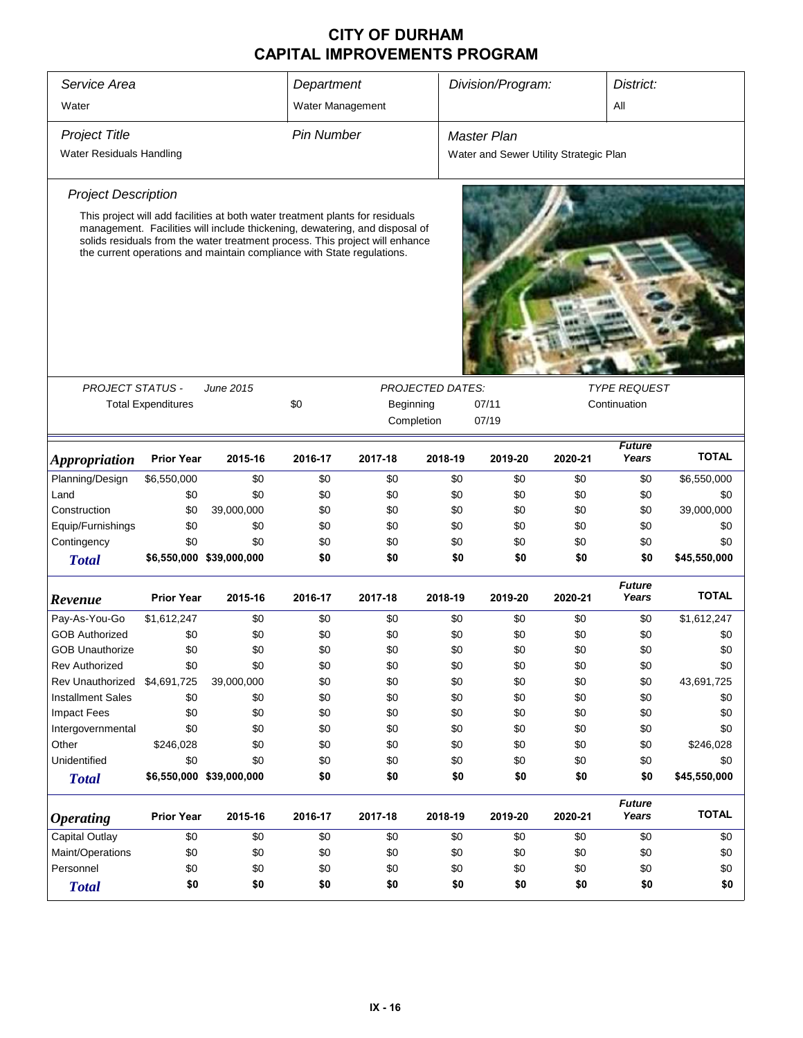# CITY OF DURHAM
## CAPITAL IMPROVEMENTS PROGRAM

| *Service Area* | *Department* | *Division/Program:* | *District:* |
|---|---|---|---|
| Water | Water Management | | All |
| *Project Title* | *Pin Number* | *Master Plan* | |
| Water Residuals Handling | | Water and Sewer Utility Strategic Plan | |

*Project Description*

This project will add facilities at both water treatment plants for residuals management. Facilities will include thickening, dewatering, and disposal of solids residuals from the water treatment process. This project will enhance the current operations and maintain compliance with State regulations.

| | | |
|---|---|---|
| *PROJECT STATUS -* *June 2015* | *PROJECTED DATES:* | *TYPE REQUEST* |
| Total Expenditures $0 | Beginning 07/11 | Continuation |
| | Completion 07/19 | |

| *Appropriation* | Prior Year | 2015-16 | 2016-17 | 2017-18 | 2018-19 | 2019-20 | 2020-21 | *Future Years* | TOTAL |
|---|---|---|---|---|---|---|---|---|---|
| Planning/Design | $6,550,000 | $0 | $0 | $0 | $0 | $0 | $0 | $0 | $6,550,000 |
| Land | $0 | $0 | $0 | $0 | $0 | $0 | $0 | $0 | $0 |
| Construction | $0 | 39,000,000 | $0 | $0 | $0 | $0 | $0 | $0 | 39,000,000 |
| Equip/Furnishings | $0 | $0 | $0 | $0 | $0 | $0 | $0 | $0 | $0 |
| Contingency | $0 | $0 | $0 | $0 | $0 | $0 | $0 | $0 | $0 |
| **Total** | **$6,550,000** | **$39,000,000** | **$0** | **$0** | **$0** | **$0** | **$0** | **$0** | **$45,550,000** |

| *Revenue* | Prior Year | 2015-16 | 2016-17 | 2017-18 | 2018-19 | 2019-20 | 2020-21 | *Future Years* | TOTAL |
|---|---|---|---|---|---|---|---|---|---|
| Pay-As-You-Go | $1,612,247 | $0 | $0 | $0 | $0 | $0 | $0 | $0 | $1,612,247 |
| GOB Authorized | $0 | $0 | $0 | $0 | $0 | $0 | $0 | $0 | $0 |
| GOB Unauthorize | $0 | $0 | $0 | $0 | $0 | $0 | $0 | $0 | $0 |
| Rev Authorized | $0 | $0 | $0 | $0 | $0 | $0 | $0 | $0 | $0 |
| Rev Unauthorized | $4,691,725 | 39,000,000 | $0 | $0 | $0 | $0 | $0 | $0 | 43,691,725 |
| Installment Sales | $0 | $0 | $0 | $0 | $0 | $0 | $0 | $0 | $0 |
| Impact Fees | $0 | $0 | $0 | $0 | $0 | $0 | $0 | $0 | $0 |
| Intergovernmental | $0 | $0 | $0 | $0 | $0 | $0 | $0 | $0 | $0 |
| Other | $246,028 | $0 | $0 | $0 | $0 | $0 | $0 | $0 | $246,028 |
| Unidentified | $0 | $0 | $0 | $0 | $0 | $0 | $0 | $0 | $0 |
| **Total** | **$6,550,000** | **$39,000,000** | **$0** | **$0** | **$0** | **$0** | **$0** | **$0** | **$45,550,000** |

| *Operating* | Prior Year | 2015-16 | 2016-17 | 2017-18 | 2018-19 | 2019-20 | 2020-21 | *Future Years* | TOTAL |
|---|---|---|---|---|---|---|---|---|---|
| Capital Outlay | $0 | $0 | $0 | $0 | $0 | $0 | $0 | $0 | $0 |
| Maint/Operations | $0 | $0 | $0 | $0 | $0 | $0 | $0 | $0 | $0 |
| Personnel | $0 | $0 | $0 | $0 | $0 | $0 | $0 | $0 | $0 |
| **Total** | **$0** | **$0** | **$0** | **$0** | **$0** | **$0** | **$0** | **$0** | **$0** |